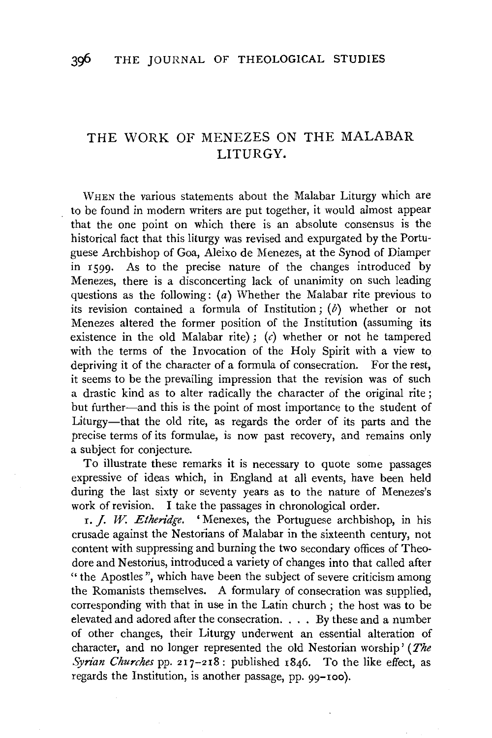# THE WORK OF MENEZES ON THE MALABAR LITURGY.

WHEN the various statements about the Malabar Liturgy which are to be found in modern writers are put together, it would almost appear that the one point on which there is an absolute consensus is the historical fact that this liturgy was revised and expurgated by the Portuguese Archbishop of Goa, Aleixo de Menezes, at the Synod of Diamper in 1599. As to the precise nature of the changes introduced by Menezes, there is a disconcerting lack of unanimity on such leading questions as the following: (*a*) Whether the Malabar rite previous to its revision contained a formula of Institution; (*b*) whether or not Menezes altered the former position of the Institution (assuming its existence in the old Malabar rite); (*c*) whether or not he tampered with the terms of the Invocation of the Holy Spirit with a view to depriving it of the character of a formula of consecration. For the rest, it seems to be the prevailing impression that the revision was of such a drastic kind as to alter radically the character of the original rite; but further—and this is the point of most importance to the student of Liturgy—that the old rite, as regards the order of its parts and the precise terms of its formulae, is now past recovery, and remains only a subject for conjecture.

To illustrate these remarks it is necessary to quote some passages expressive of ideas which, in England at all events, have been held during the last sixty or seventy years as to the nature of Menezes's work of revision. I take the passages in chronological order.

1. *J. W. Etheridge.* 'Menexes, the Portuguese archbishop, in his crusade against the Nestorians of Malabar in the sixteenth century, not content with suppressing and burning the two secondary offices of Theodore and Nestorius, introduced a variety of changes into that called after "the Apostles", which have been the subject of severe criticism among the Romanists themselves. A formulary of consecration was supplied, corresponding with that in use in the Latin church; the host was to be elevated and adored after the consecration. . . . By these and a number of other changes, their Liturgy underwent an essential alteration of character, and no longer represented the old Nestorian worship' (*The Syrian Churches* pp. 217–218: published 1846. To the like effect, as regards the Institution, is another passage, pp. 99–100).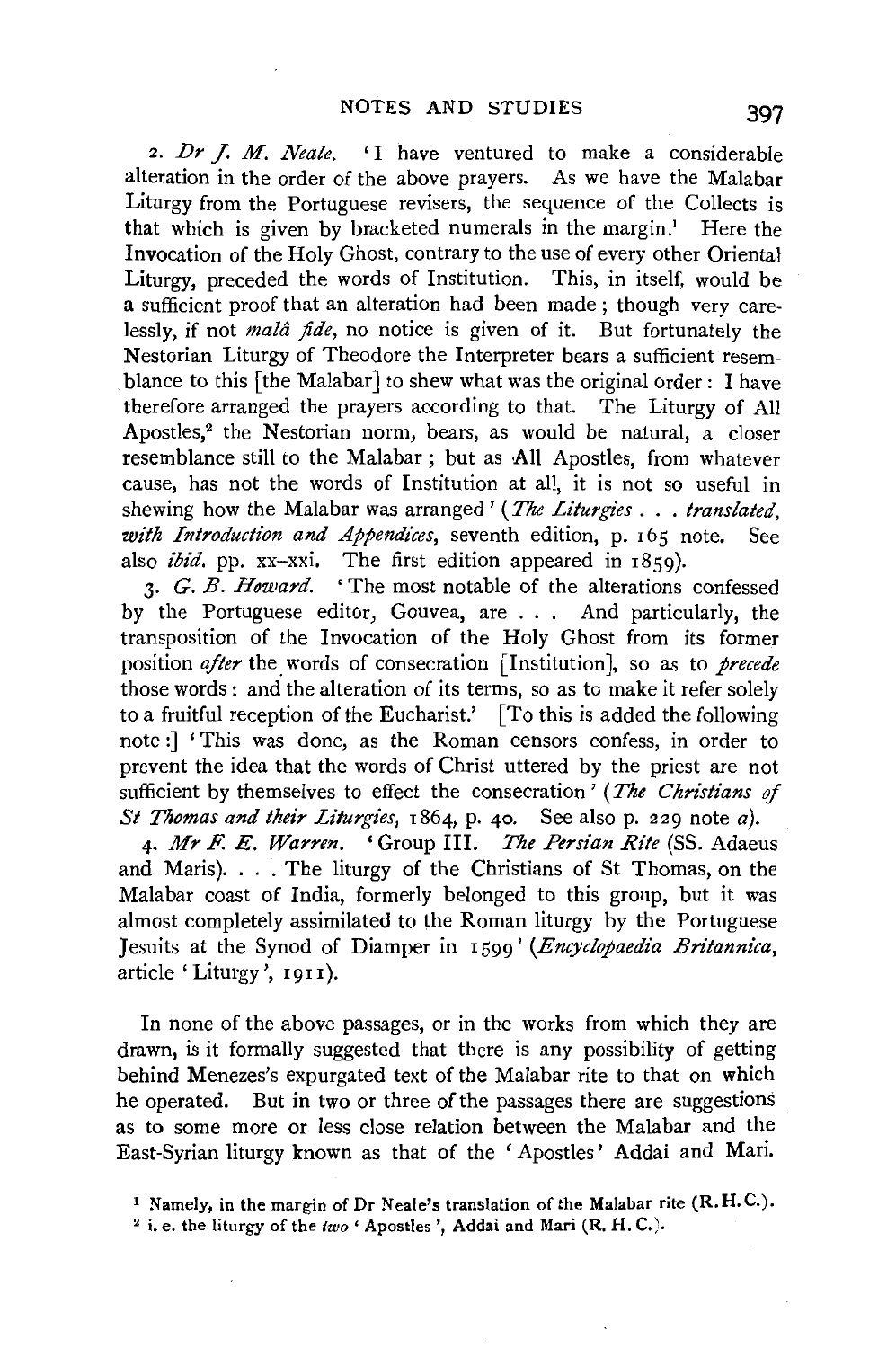2. *Dr J. M. Neale.* 'I have ventured to make a considerable alteration in the order of the above prayers. As we have the Malabar Liturgy from the Portuguese revisers, the sequence of the Collects is that which is given by bracketed numerals in the margin.[1] Here the Invocation of the Holy Ghost, contrary to the use of every other Oriental Liturgy, preceded the words of Institution. This, in itself, would be a sufficient proof that an alteration had been made; though very carelessly, if not *malâ fide*, no notice is given of it. But fortunately the Nestorian Liturgy of Theodore the Interpreter bears a sufficient resemblance to this [the Malabar] to shew what was the original order: I have therefore arranged the prayers according to that. The Liturgy of All Apostles,[2] the Nestorian norm, bears, as would be natural, a closer resemblance still to the Malabar; but as All Apostles, from whatever cause, has not the words of Institution at all, it is not so useful in shewing how the Malabar was arranged' (*The Liturgies . . . translated, with Introduction and Appendices*, seventh edition, p. 165 note. See also *ibid.* pp. xx–xxi. The first edition appeared in 1859).

3. *G. B. Howard.* 'The most notable of the alterations confessed by the Portuguese editor, Gouvea, are . . . And particularly, the transposition of the Invocation of the Holy Ghost from its former position *after* the words of consecration [Institution], so as to *precede* those words: and the alteration of its terms, so as to make it refer solely to a fruitful reception of the Eucharist.' [To this is added the following note:] 'This was done, as the Roman censors confess, in order to prevent the idea that the words of Christ uttered by the priest are not sufficient by themselves to effect the consecration' (*The Christians of St Thomas and their Liturgies*, 1864, p. 40. See also p. 229 note *a*).

4. *Mr F. E. Warren.* 'Group III. *The Persian Rite* (SS. Adaeus and Maris). . . . The liturgy of the Christians of St Thomas, on the Malabar coast of India, formerly belonged to this group, but it was almost completely assimilated to the Roman liturgy by the Portuguese Jesuits at the Synod of Diamper in 1599' (*Encyclopaedia Britannica*, article 'Liturgy', 1911).

In none of the above passages, or in the works from which they are drawn, is it formally suggested that there is any possibility of getting behind Menezes's expurgated text of the Malabar rite to that on which he operated. But in two or three of the passages there are suggestions as to some more or less close relation between the Malabar and the East-Syrian liturgy known as that of the 'Apostles' Addai and Mari.

[1] Namely, in the margin of Dr Neale's translation of the Malabar rite (R. H. C.).

[2] i. e. the liturgy of the *two* 'Apostles', Addai and Mari (R. H. C.).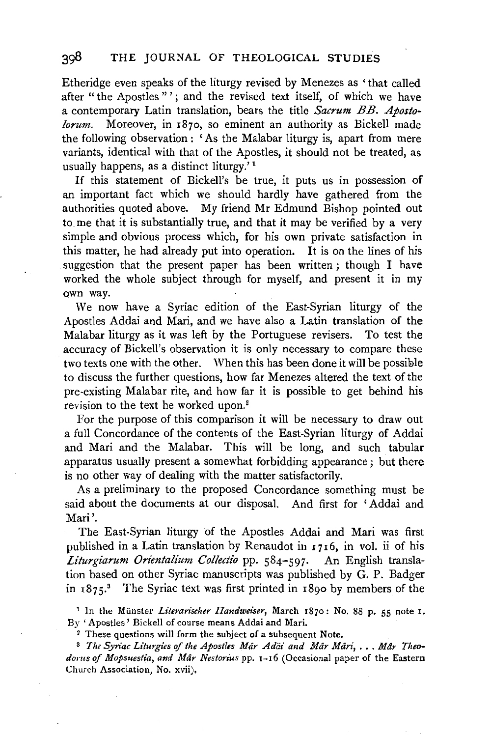Etheridge even speaks of the liturgy revised by Menezes as 'that called after "the Apostles"'; and the revised text itself, of which we have a contemporary Latin translation, bears the title *Sacrum BB. Apostolorum.* Moreover, in 1870, so eminent an authority as Bickell made the following observation: 'As the Malabar liturgy is, apart from mere variants, identical with that of the Apostles, it should not be treated, as usually happens, as a distinct liturgy.'[1]

If this statement of Bickell's be true, it puts us in possession of an important fact which we should hardly have gathered from the authorities quoted above. My friend Mr Edmund Bishop pointed out to me that it is substantially true, and that it may be verified by a very simple and obvious process which, for his own private satisfaction in this matter, he had already put into operation. It is on the lines of his suggestion that the present paper has been written; though I have worked the whole subject through for myself, and present it in my own way.

We now have a Syriac edition of the East-Syrian liturgy of the Apostles Addai and Mari, and we have also a Latin translation of the Malabar liturgy as it was left by the Portuguese revisers. To test the accuracy of Bickell's observation it is only necessary to compare these two texts one with the other. When this has been done it will be possible to discuss the further questions, how far Menezes altered the text of the pre-existing Malabar rite, and how far it is possible to get behind his revision to the text he worked upon.[2]

For the purpose of this comparison it will be necessary to draw out a full Concordance of the contents of the East-Syrian liturgy of Addai and Mari and the Malabar. This will be long, and such tabular apparatus usually present a somewhat forbidding appearance; but there is no other way of dealing with the matter satisfactorily.

As a preliminary to the proposed Concordance something must be said about the documents at our disposal. And first for 'Addai and Mari'.

The East-Syrian liturgy of the Apostles Addai and Mari was first published in a Latin translation by Renaudot in 1716, in vol. ii of his *Liturgiarum Orientalium Collectio* pp. 584–597. An English translation based on other Syriac manuscripts was published by G. P. Badger in 1875.[3] The Syriac text was first printed in 1890 by members of the

[1] In the Münster *Literarischer Handweiser*, March 1870: No. 88 p. 55 note 1. By 'Apostles' Bickell of course means Addai and Mari.

[2] These questions will form the subject of a subsequent Note.

[3] *The Syriac Liturgies of the Apostles Mâr Adäi and Mâr Mâri, . . . Mâr Theodorus of Mopsuestia, and Mâr Nestorius* pp. 1–16 (Occasional paper of the Eastern Church Association, No. xvii).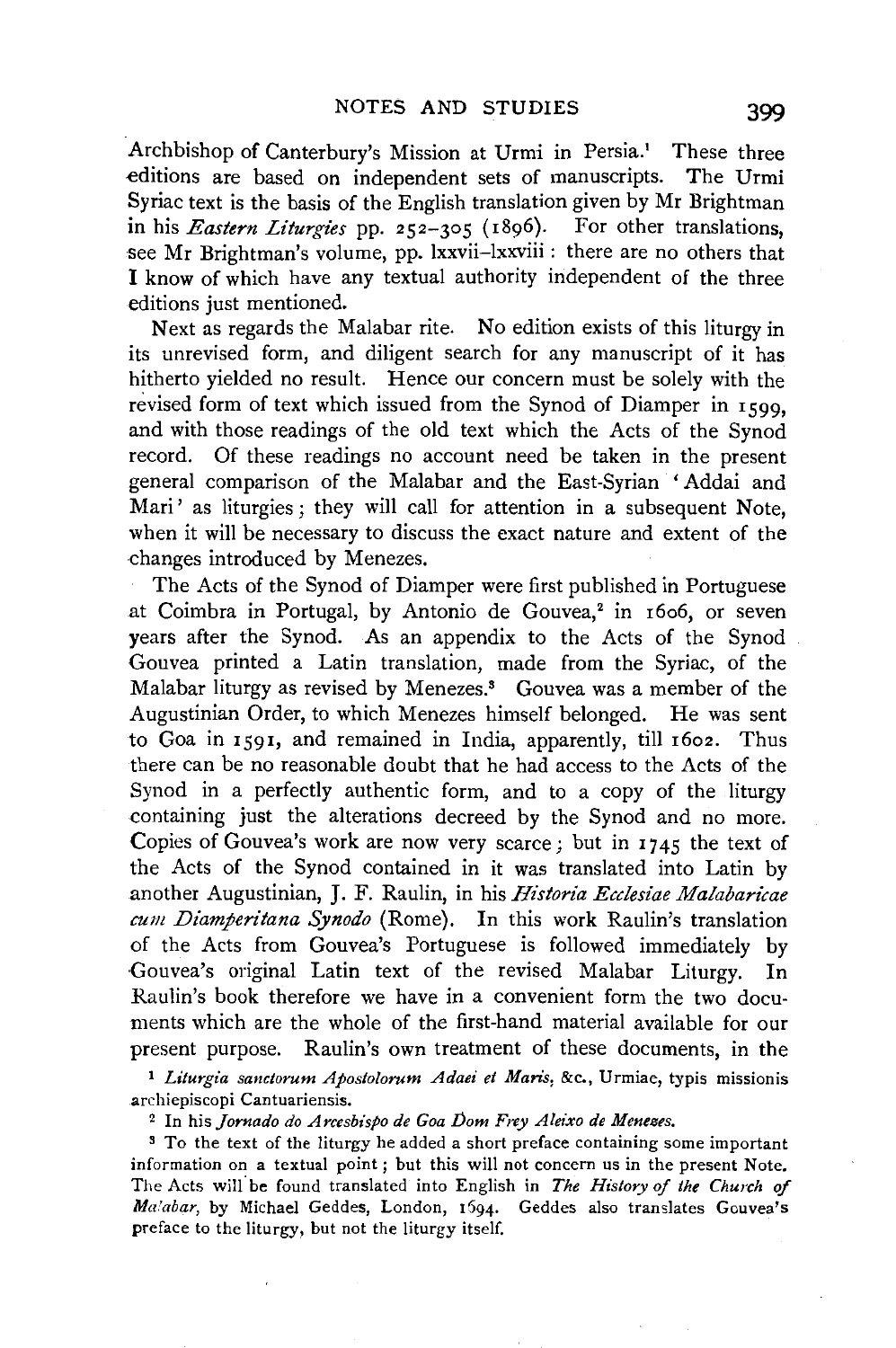Archbishop of Canterbury's Mission at Urmi in Persia.[1] These three editions are based on independent sets of manuscripts. The Urmi Syriac text is the basis of the English translation given by Mr Brightman in his *Eastern Liturgies* pp. 252–305 (1896). For other translations, see Mr Brightman's volume, pp. lxxvii–lxxviii: there are no others that I know of which have any textual authority independent of the three editions just mentioned.

Next as regards the Malabar rite. No edition exists of this liturgy in its unrevised form, and diligent search for any manuscript of it has hitherto yielded no result. Hence our concern must be solely with the revised form of text which issued from the Synod of Diamper in 1599, and with those readings of the old text which the Acts of the Synod record. Of these readings no account need be taken in the present general comparison of the Malabar and the East-Syrian 'Addai and Mari' as liturgies; they will call for attention in a subsequent Note, when it will be necessary to discuss the exact nature and extent of the changes introduced by Menezes.

The Acts of the Synod of Diamper were first published in Portuguese at Coimbra in Portugal, by Antonio de Gouvea,[2] in 1606, or seven years after the Synod. As an appendix to the Acts of the Synod Gouvea printed a Latin translation, made from the Syriac, of the Malabar liturgy as revised by Menezes.[3] Gouvea was a member of the Augustinian Order, to which Menezes himself belonged. He was sent to Goa in 1591, and remained in India, apparently, till 1602. Thus there can be no reasonable doubt that he had access to the Acts of the Synod in a perfectly authentic form, and to a copy of the liturgy containing just the alterations decreed by the Synod and no more. Copies of Gouvea's work are now very scarce; but in 1745 the text of the Acts of the Synod contained in it was translated into Latin by another Augustinian, J. F. Raulin, in his *Historia Ecclesiae Malabaricae cum Diamperitana Synodo* (Rome). In this work Raulin's translation of the Acts from Gouvea's Portuguese is followed immediately by Gouvea's original Latin text of the revised Malabar Liturgy. In Raulin's book therefore we have in a convenient form the two documents which are the whole of the first-hand material available for our present purpose. Raulin's own treatment of these documents, in the

[1] *Liturgia sanctorum Apostolorum Adaei et Maris*, &c., Urmiae, typis missionis archiepiscopi Cantuariensis.

[2] In his *Jornado do Arcebispo de Goa Dom Frey Aleixo de Menezes.*

[3] To the text of the liturgy he added a short preface containing some important information on a textual point; but this will not concern us in the present Note. The Acts will be found translated into English in *The History of the Church of Malabar*, by Michael Geddes, London, 1694. Geddes also translates Gouvea's preface to the liturgy, but not the liturgy itself.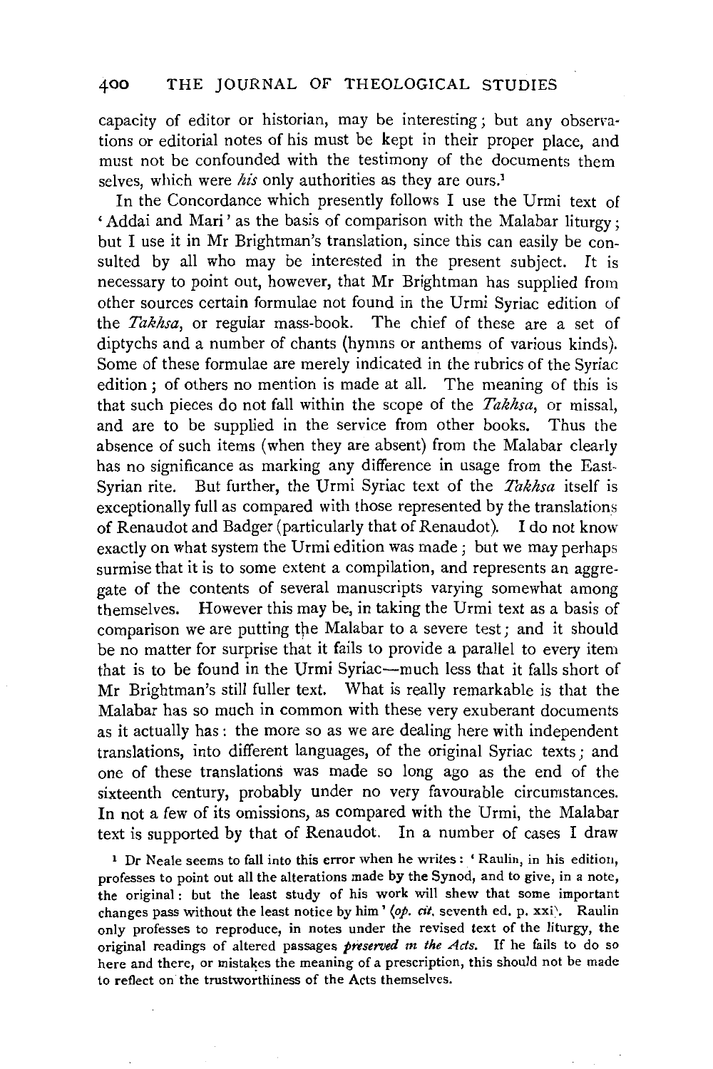capacity of editor or historian, may be interesting; but any observations or editorial notes of his must be kept in their proper place, and must not be confounded with the testimony of the documents themselves, which were *his* only authorities as they are ours.[1]

In the Concordance which presently follows I use the Urmi text of 'Addai and Mari' as the basis of comparison with the Malabar liturgy; but I use it in Mr Brightman's translation, since this can easily be consulted by all who may be interested in the present subject. It is necessary to point out, however, that Mr Brightman has supplied from other sources certain formulae not found in the Urmi Syriac edition of the *Takhsa*, or regular mass-book. The chief of these are a set of diptychs and a number of chants (hymns or anthems of various kinds). Some of these formulae are merely indicated in the rubrics of the Syriac edition; of others no mention is made at all. The meaning of this is that such pieces do not fall within the scope of the *Takhsa*, or missal, and are to be supplied in the service from other books. Thus the absence of such items (when they are absent) from the Malabar clearly has no significance as marking any difference in usage from the East-Syrian rite. But further, the Urmi Syriac text of the *Takhsa* itself is exceptionally full as compared with those represented by the translations of Renaudot and Badger (particularly that of Renaudot). I do not know exactly on what system the Urmi edition was made; but we may perhaps surmise that it is to some extent a compilation, and represents an aggregate of the contents of several manuscripts varying somewhat among themselves. However this may be, in taking the Urmi text as a basis of comparison we are putting the Malabar to a severe test; and it should be no matter for surprise that it fails to provide a parallel to every item that is to be found in the Urmi Syriac—much less that it falls short of Mr Brightman's still fuller text. What is really remarkable is that the Malabar has so much in common with these very exuberant documents as it actually has: the more so as we are dealing here with independent translations, into different languages, of the original Syriac texts; and one of these translations was made so long ago as the end of the sixteenth century, probably under no very favourable circumstances. In not a few of its omissions, as compared with the Urmi, the Malabar text is supported by that of Renaudot. In a number of cases I draw

[1] Dr Neale seems to fall into this error when he writes: 'Raulin, in his edition, professes to point out all the alterations made by the Synod, and to give, in a note, the original: but the least study of his work will shew that some important changes pass without the least notice by him' (*op. cit.* seventh ed. p. xxi). Raulin only professes to reproduce, in notes under the revised text of the liturgy, the original readings of altered passages *preserved in the Acts*. If he fails to do so here and there, or mistakes the meaning of a prescription, this should not be made to reflect on the trustworthiness of the Acts themselves.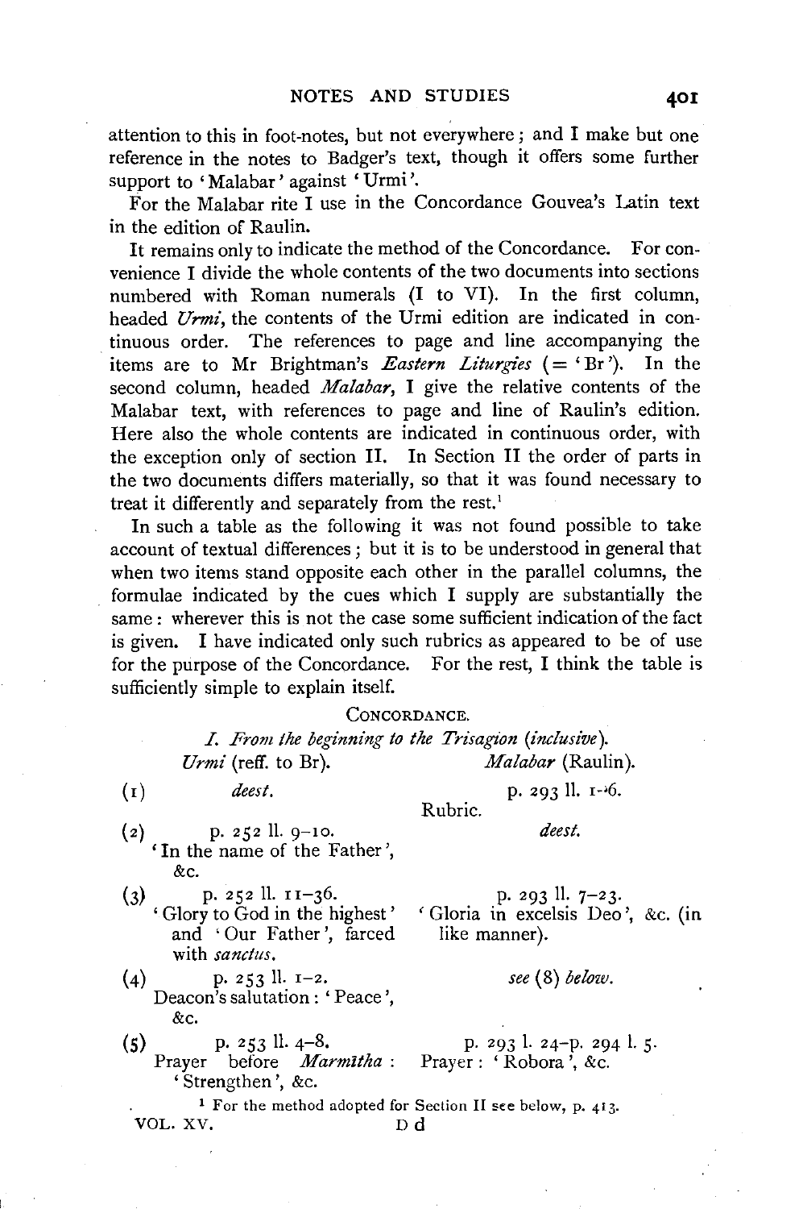attention to this in foot-notes, but not everywhere; and I make but one reference in the notes to Badger's text, though it offers some further support to 'Malabar' against 'Urmi'.

For the Malabar rite I use in the Concordance Gouvea's Latin text in the edition of Raulin.

It remains only to indicate the method of the Concordance. For convenience I divide the whole contents of the two documents into sections numbered with Roman numerals (I to VI). In the first column, headed *Urmi*, the contents of the Urmi edition are indicated in continuous order. The references to page and line accompanying the items are to Mr Brightman's *Eastern Liturgies* (= 'Br'). In the second column, headed *Malabar*, I give the relative contents of the Malabar text, with references to page and line of Raulin's edition. Here also the whole contents are indicated in continuous order, with the exception only of section II. In Section II the order of parts in the two documents differs materially, so that it was found necessary to treat it differently and separately from the rest.[1]

In such a table as the following it was not found possible to take account of textual differences; but it is to be understood in general that when two items stand opposite each other in the parallel columns, the formulae indicated by the cues which I supply are substantially the same: wherever this is not the case some sufficient indication of the fact is given. I have indicated only such rubrics as appeared to be of use for the purpose of the Concordance. For the rest, I think the table is sufficiently simple to explain itself.

## Concordance.

### *I. From the beginning to the Trisagion (inclusive).*

| | *Urmi* (reff. to Br). | *Malabar* (Raulin). |
|---|---|---|
| (1) | *deest.* | p. 293 ll. 1–6. Rubric. |
| (2) | p. 252 ll. 9–10. 'In the name of the Father', &c. | *deest.* |
| (3) | p. 252 ll. 11–36. 'Glory to God in the highest' and 'Our Father', farced with *sanctus*. | p. 293 ll. 7–23. 'Gloria in excelsis Deo', &c. (in like manner). |
| (4) | p. 253 ll. 1–2. Deacon's salutation: 'Peace', &c. | *see* (8) *below.* |
| (5) | p. 253 ll. 4–8. Prayer before *Marmītha*: 'Strengthen', &c. | p. 293 l. 24–p. 294 l. 5. Prayer: 'Robora', &c. |

[1] For the method adopted for Section II see below, p. 413.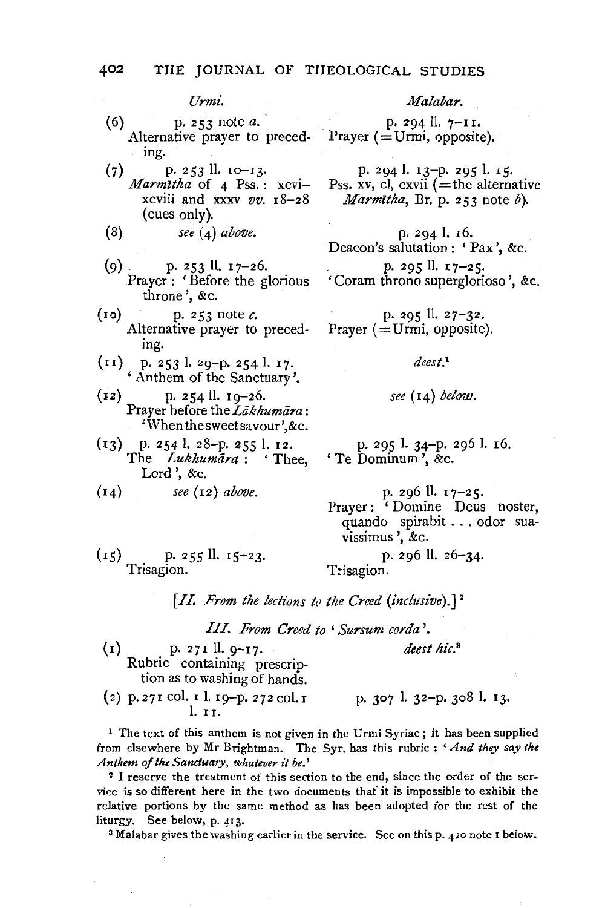| | *Urmi.* | *Malabar.* |
|---|---|---|
| (6) | p. 253 note *a*. Alternative prayer to preceding. | p. 294 ll. 7–11. Prayer (=Urmi, opposite). |
| (7) | p. 253 ll. 10–13. *Marmītha* of 4 Pss.: xcvi–xcviii and xxxv *vv.* 18–28 (cues only). | p. 294 l. 13–p. 295 l. 15. Pss. xv, cl, cxvii (=the alternative *Marmītha*, Br. p. 253 note *b*). |
| (8) | *see* (4) *above*. | p. 294 l. 16. Deacon's salutation: 'Pax', &c. |
| (9) | p. 253 ll. 17–26. Prayer: 'Before the glorious throne', &c. | p. 295 ll. 17–25. 'Coram throno superglorioso', &c. |
| (10) | p. 253 note *c*. Alternative prayer to preceding. | p. 295 ll. 27–32. Prayer (=Urmi, opposite). |
| (11) | p. 253 l. 29–p. 254 l. 17. 'Anthem of the Sanctuary'. | *deest.*[1] |
| (12) | p. 254 ll. 19–26. Prayer before the *Lākhumāra*: 'When the sweet savour', &c. | *see* (14) *below*. |
| (13) | p. 254 l. 28–p. 255 l. 12. The *Lukhumāra*: 'Thee, Lord', &c. | p. 295 l. 34–p. 296 l. 16. 'Te Dominum', &c. |
| (14) | *see* (12) *above*. | p. 296 ll. 17–25. Prayer: 'Domine Deus noster, quando spirabit . . . odor suavissimus', &c. |
| (15) | p. 255 ll. 15–23. Trisagion. | p. 296 ll. 26–34. Trisagion. |

[*II. From the lections to the Creed (inclusive).*][2]

*III. From Creed to 'Sursum corda'.*

| | | |
|---|---|---|
| (1) | p. 271 ll. 9–17. Rubric containing prescription as to washing of hands. | *deest hic.*[3] |
| (2) | p. 271 col. 1 l. 19–p. 272 col. 1 l. 11. | p. 307 l. 32–p. 308 l. 13. |

[1] The text of this anthem is not given in the Urmi Syriac; it has been supplied from elsewhere by Mr Brightman. The Syr. has this rubric: '*And they say the Anthem of the Sanctuary, whatever it be.*'

[2] I reserve the treatment of this section to the end, since the order of the service is so different here in the two documents that it is impossible to exhibit the relative portions by the same method as has been adopted for the rest of the liturgy. See below, p. 413.

[3] Malabar gives the washing earlier in the service. See on this p. 420 note 1 below.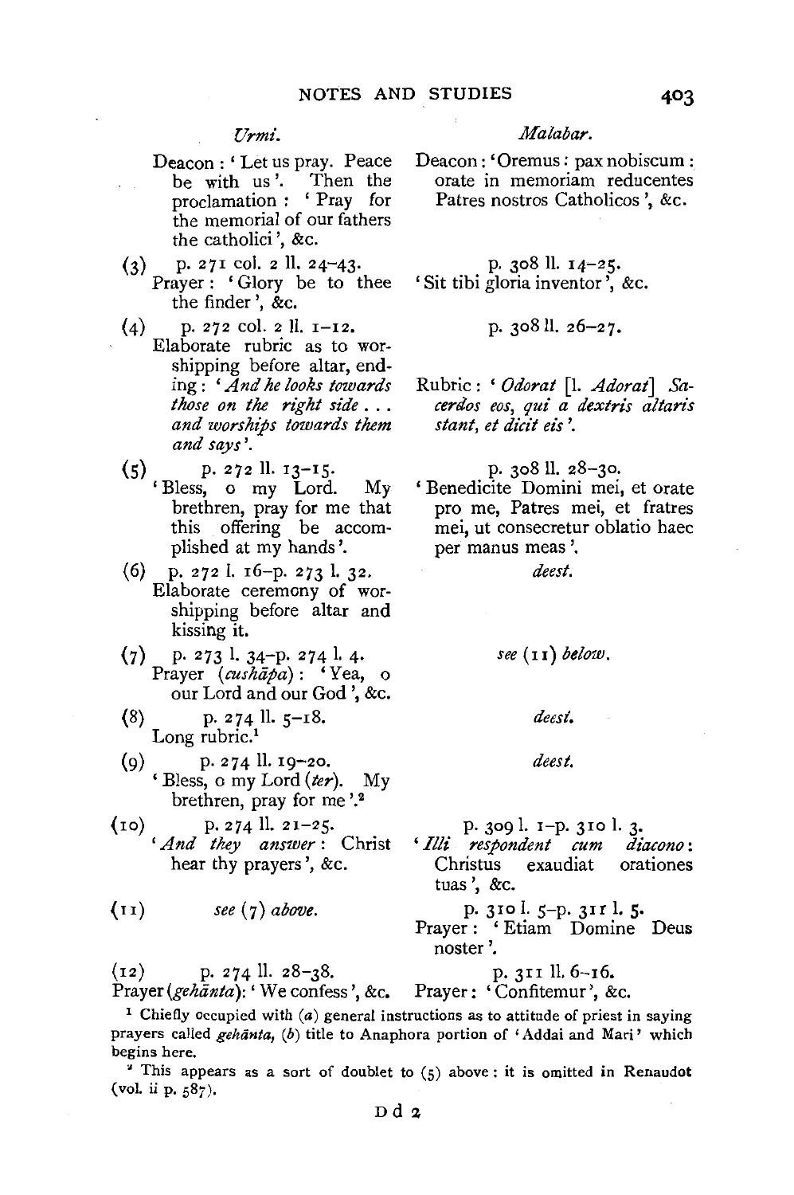| | *Urmi.* | *Malabar.* |
|---|---|---|
| | Deacon: 'Let us pray. Peace be with us'. Then the proclamation: 'Pray for the memorial of our fathers the catholici', &c. | Deacon: 'Oremus: pax nobiscum: orate in memoriam reducentes Patres nostros Catholicos', &c. |
| (3) | p. 271 col. 2 ll. 24–43. Prayer: 'Glory be to thee the finder', &c. | p. 308 ll. 14–25. 'Sit tibi gloria inventor', &c. |
| (4) | p. 272 col. 2 ll. 1–12. Elaborate rubric as to worshipping before altar, ending: '*And he looks towards those on the right side . . . and worships towards them and says*'. | p. 308 ll. 26–27. Rubric: '*Odorat* [l. *Adorat*] *Sacerdos eos, qui a dextris altaris stant, et dicit eis*'. |
| (5) | p. 272 ll. 13–15. 'Bless, o my Lord. My brethren, pray for me that this offering be accomplished at my hands'. | p. 308 ll. 28–30. 'Benedicite Domini mei, et orate pro me, Patres mei, et fratres mei, ut consecretur oblatio haec per manus meas'. |
| (6) | p. 272 l. 16–p. 273 l. 32. Elaborate ceremony of worshipping before altar and kissing it. | *deest.* |
| (7) | p. 273 l. 34–p. 274 l. 4. Prayer (*cushāpa*): 'Yea, o our Lord and our God', &c. | *see* (11) *below.* |
| (8) | p. 274 ll. 5–18. Long rubric.[1] | *deest.* |
| (9) | p. 274 ll. 19–20. 'Bless, o my Lord (*ter*). My brethren, pray for me'.[2] | *deest.* |
| (10) | p. 274 ll. 21–25. '*And they answer*: Christ hear thy prayers', &c. | p. 309 l. 1–p. 310 l. 3. '*Illi respondent cum diacono*: Christus exaudiat orationes tuas', &c. |
| (11) | *see* (7) *above.* | p. 310 l. 5–p. 311 l. 5. Prayer: 'Etiam Domine Deus noster'. |
| (12) | p. 274 ll. 28–38. Prayer (*gehānta*): 'We confess', &c. | p. 311 ll. 6–16. Prayer: 'Confitemur', &c. |

[1] Chiefly occupied with (*a*) general instructions as to attitude of priest in saying prayers called *gehānta*, (*b*) title to Anaphora portion of 'Addai and Mari' which begins here.

[2] This appears as a sort of doublet to (5) above: it is omitted in Renaudot (vol. ii p. 587).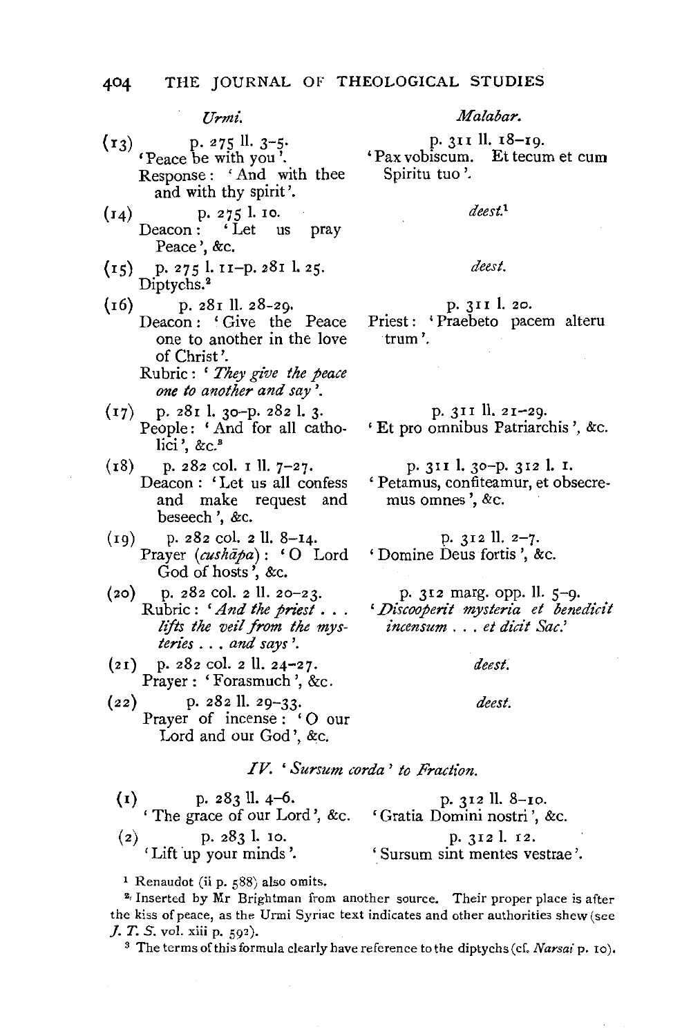| | *Urmi.* | *Malabar.* |
|---|---|---|
| (13) | p. 275 ll. 3–5. 'Peace be with you'. Response: 'And with thee and with thy spirit'. | p. 311 ll. 18–19. 'Pax vobiscum. Et tecum et cum Spiritu tuo'. |
| (14) | p. 275 l. 10. Deacon: 'Let us pray Peace', &c. | *deest.*[1] |
| (15) | p. 275 l. 11–p. 281 l. 25. Diptychs.[2] | *deest.* |
| (16) | p. 281 ll. 28–29. Deacon: 'Give the Peace one to another in the love of Christ'. Rubric: '*They give the peace one to another and say*'. | p. 311 l. 20. Priest: 'Praebeto pacem alterutrum'. |
| (17) | p. 281 l. 30–p. 282 l. 3. People: 'And for all catholici', &c.[3] | p. 311 ll. 21–29. 'Et pro omnibus Patriarchis', &c. |
| (18) | p. 282 col. 1 ll. 7–27. Deacon: 'Let us all confess and make request and beseech', &c. | p. 311 l. 30–p. 312 l. 1. 'Petamus, confiteamur, et obsecremus omnes', &c. |
| (19) | p. 282 col. 2 ll. 8–14. Prayer (*cushāpa*): 'O Lord God of hosts', &c. | p. 312 ll. 2–7. 'Domine Deus fortis', &c. |
| (20) | p. 282 col. 2 ll. 20–23. Rubric: '*And the priest . . . lifts the veil from the mysteries . . . and says*'. | p. 312 marg. opp. ll. 5–9. '*Discooperit mysteria et benedicit incensum . . . et dicit Sac.*' |
| (21) | p. 282 col. 2 ll. 24–27. Prayer: 'Forasmuch', &c. | *deest.* |
| (22) | p. 282 ll. 29–33. Prayer of incense: 'O our Lord and our God', &c. | *deest.* |

### *IV. 'Sursum corda' to Fraction.*

| | | |
|---|---|---|
| (1) | p. 283 ll. 4–6. 'The grace of our Lord', &c. | p. 312 ll. 8–10. 'Gratia Domini nostri', &c. |
| (2) | p. 283 l. 10. 'Lift up your minds'. | p. 312 l. 12. 'Sursum sint mentes vestrae'. |

[1] Renaudot (ii p. 588) also omits.

[2] Inserted by Mr Brightman from another source. Their proper place is after the kiss of peace, as the Urmi Syriac text indicates and other authorities shew (see *J. T. S.* vol. xiii p. 592).

[3] The terms of this formula clearly have reference to the diptychs (cf. *Narsai* p. 10).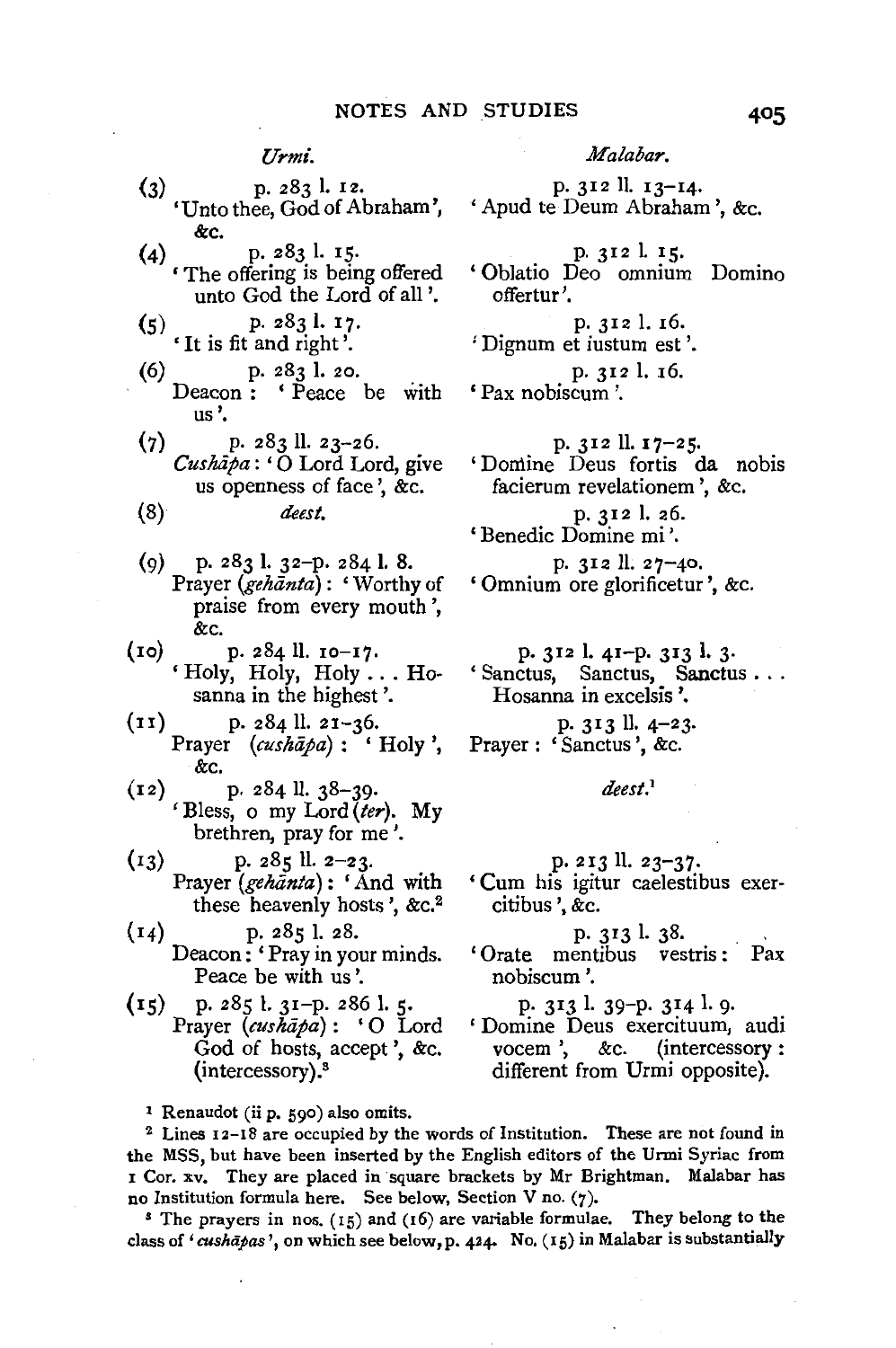| | *Urmi.* | *Malabar.* |
|---|---|---|
| (3) | p. 283 l. 12. 'Unto thee, God of Abraham', &c. | p. 312 ll. 13–14. 'Apud te Deum Abraham', &c. |
| (4) | p. 283 l. 15. 'The offering is being offered unto God the Lord of all'. | p. 312 l. 15. 'Oblatio Deo omnium Domino offertur'. |
| (5) | p. 283 l. 17. 'It is fit and right'. | p. 312 l. 16. 'Dignum et iustum est'. |
| (6) | p. 283 l. 20. Deacon: 'Peace be with us'. | p. 312 l. 16. 'Pax nobiscum'. |
| (7) | p. 283 ll. 23–26. *Cushāpa*: 'O Lord Lord, give us openness of face', &c. | p. 312 ll. 17–25. 'Domine Deus fortis da nobis facierum revelationem', &c. |
| (8) | *deest.* | p. 312 l. 26. 'Benedic Domine mi'. |
| (9) | p. 283 l. 32–p. 284 l. 8. Prayer (*gehānta*): 'Worthy of praise from every mouth', &c. | p. 312 ll. 27–40. 'Omnium ore glorificetur', &c. |
| (10) | p. 284 ll. 10–17. 'Holy, Holy, Holy ... Hosanna in the highest'. | p. 312 l. 41–p. 313 l. 3. 'Sanctus, Sanctus, Sanctus ... Hosanna in excelsis'. |
| (11) | p. 284 ll. 21–36. Prayer (*cushāpa*): 'Holy', &c. | p. 313 ll. 4–23. Prayer: 'Sanctus', &c. |
| (12) | p. 284 ll. 38–39. 'Bless, o my Lord (*ter*). My brethren, pray for me'. | *deest.*[1] |
| (13) | p. 285 ll. 2–23. Prayer (*gehānta*): 'And with these heavenly hosts', &c.[2] | p. 213 ll. 23–37. 'Cum his igitur caelestibus exercitibus', &c. |
| (14) | p. 285 l. 28. Deacon: 'Pray in your minds. Peace be with us'. | p. 313 l. 38. 'Orate mentibus vestris: Pax nobiscum'. |
| (15) | p. 285 l. 31–p. 286 l. 5. Prayer (*cushāpa*): 'O Lord God of hosts, accept', &c. (intercessory).[3] | p. 313 l. 39–p. 314 l. 9. 'Domine Deus exercituum, audi vocem', &c. (intercessory: different from Urmi opposite). |

[1] Renaudot (ii p. 590) also omits.

[2] Lines 12–18 are occupied by the words of Institution. These are not found in the MSS, but have been inserted by the English editors of the Urmi Syriac from 1 Cor. xv. They are placed in square brackets by Mr Brightman. Malabar has no Institution formula here. See below, Section V no. (7).

[3] The prayers in nos. (15) and (16) are variable formulae. They belong to the class of '*cushāpas*', on which see below, p. 424. No. (15) in Malabar is substantially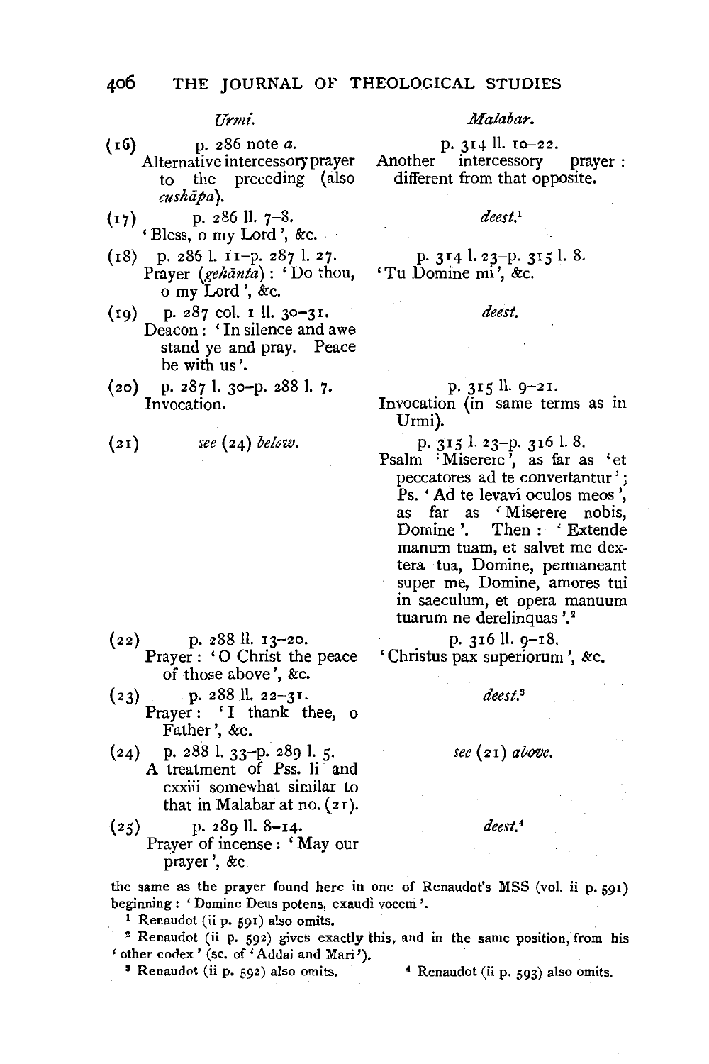| | *Urmi.* | *Malabar.* |
|---|---|---|
| (16) | p. 286 note *a*. Alternative intercessory prayer to the preceding (also *cushāpa*). | p. 314 ll. 10–22. Another intercessory prayer: different from that opposite. |
| (17) | p. 286 ll. 7–8. 'Bless, o my Lord', &c. | *deest.*[1] |
| (18) | p. 286 l. 11–p. 287 l. 27. Prayer (*gehānta*): 'Do thou, o my Lord', &c. | p. 314 l. 23–p. 315 l. 8. 'Tu Domine mi', &c. |
| (19) | p. 287 col. 1 ll. 30–31. Deacon: 'In silence and awe stand ye and pray. Peace be with us'. | *deest.* |
| (20) | p. 287 l. 30–p. 288 l. 7. Invocation. | p. 315 ll. 9–21. Invocation (in same terms as in Urmi). |
| (21) | *see* (24) *below*. | p. 315 l. 23–p. 316 l. 8. Psalm 'Miserere', as far as 'et peccatores ad te convertantur'; Ps. 'Ad te levavi oculos meos', as far as 'Miserere nobis, Domine'. Then: 'Extende manum tuam, et salvet me dextera tua, Domine, permaneant super me, Domine, amores tui in saeculum, et opera manuum tuarum ne derelinquas'.[2] |
| (22) | p. 288 ll. 13–20. Prayer: 'O Christ the peace of those above', &c. | p. 316 ll. 9–18. 'Christus pax superiorum', &c. |
| (23) | p. 288 ll. 22–31. Prayer: 'I thank thee, o Father', &c. | *deest.*[3] |
| (24) | p. 288 l. 33–p. 289 l. 5. A treatment of Pss. li and cxxiii somewhat similar to that in Malabar at no. (21). | *see* (21) *above*. |
| (25) | p. 289 ll. 8–14. Prayer of incense: 'May our prayer', &c. | *deest.*[4] |

the same as the prayer found here in one of Renaudot's MSS (vol. ii p. 591) beginning: 'Domine Deus potens, exaudi vocem'.

[1] Renaudot (ii p. 591) also omits.

[2] Renaudot (ii p. 592) gives exactly this, and in the same position, from his 'other codex' (sc. of 'Addai and Mari').

[3] Renaudot (ii p. 592) also omits.

[4] Renaudot (ii p. 593) also omits.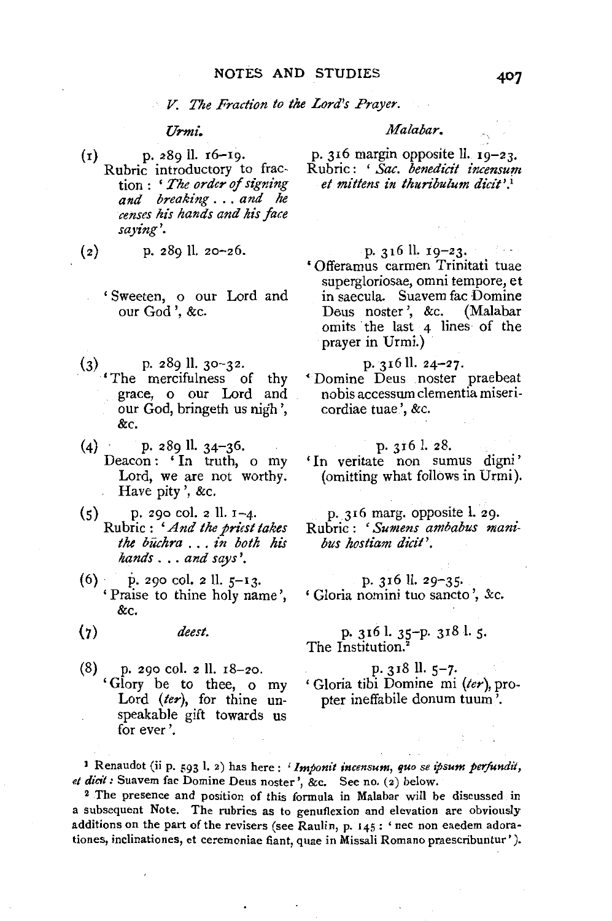*V. The Fraction to the Lord's Prayer.*

| | *Urmi.* | *Malabar.* |
|---|---|---|
| (1) | p. 289 ll. 16–19. Rubric introductory to fraction: '*The order of signing and breaking . . . and he censes his hands and his face saying*'. | p. 316 margin opposite ll. 19–23. Rubric: '*Sac. benedicit incensum et mittens in thuribulum dicit*'.[1] |
| (2) | p. 289 ll. 20–26. 'Sweeten, o our Lord and our God', &c. | p. 316 ll. 19–23. 'Offeramus carmen Trinitati tuae supergloriosae, omni tempore, et in saecula. Suavem fac Domine Deus noster', &c. (Malabar omits the last 4 lines of the prayer in Urmi.) |
| (3) | p. 289 ll. 30–32. 'The mercifulness of thy grace, o our Lord and our God, bringeth us nigh', &c. | p. 316 ll. 24–27. 'Domine Deus noster praebeat nobis accessum clementia misericordiae tuae', &c. |
| (4) | p. 289 ll. 34–36. Deacon: 'In truth, o my Lord, we are not worthy. Have pity', &c. | p. 316 l. 28. 'In veritate non sumus digni' (omitting what follows in Urmi). |
| (5) | p. 290 col. 2 ll. 1–4. Rubric: '*And the priest takes the bŭchra . . . in both his hands . . . and says*'. | p. 316 marg. opposite l. 29. Rubric: '*Sumens ambabus manibus hostiam dicit*'. |
| (6) | p. 290 col. 2 ll. 5–13. 'Praise to thine holy name', &c. | p. 316 ll. 29–35. 'Gloria nomini tuo sancto', &c. |
| (7) | *deest.* | p. 316 l. 35–p. 318 l. 5. The Institution.[2] |
| (8) | p. 290 col. 2 ll. 18–20. 'Glory be to thee, o my Lord (*ter*), for thine unspeakable gift towards us for ever'. | p. 318 ll. 5–7. 'Gloria tibi Domine mi (*ter*), propter ineffabile donum tuum'. |

[1] Renaudot (ii p. 593 l. 2) has here: '*Imponit incensum, quo se ipsum perfundit, et dicit:* Suavem fac Domine Deus noster', &c. See no. (2) below.

[2] The presence and position of this formula in Malabar will be discussed in a subsequent Note. The rubrics as to genuflexion and elevation are obviously additions on the part of the revisers (see Raulin, p. 145: 'nec non eaedem adorationes, inclinationes, et ceremoniae fiant, quae in Missali Romano praescribuntur').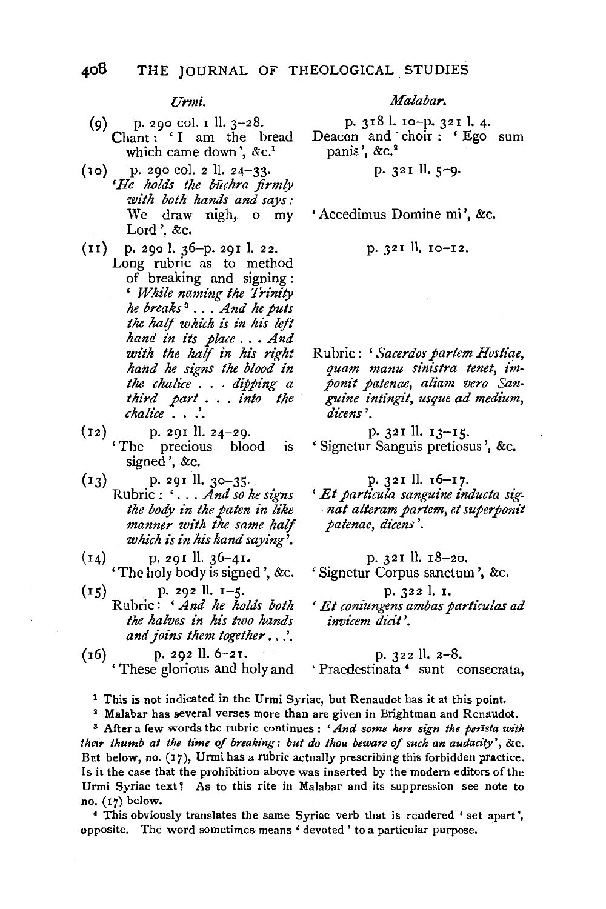| | *Urmi.* | *Malabar.* |
|---|---|---|
| (9) | p. 290 col. 1 ll. 3–28. Chant: 'I am the bread which came down', &c.[1] | p. 318 l. 10–p. 321 l. 4. Deacon and choir: 'Ego sum panis', &c.[2] |
| (10) | p. 290 col. 2 ll. 24–33. *'He holds the būchra firmly with both hands and says:* We draw nigh, o my Lord', &c. | p. 321 ll. 5–9. 'Accedimus Domine mi', &c. |
| (11) | p. 290 l. 36–p. 291 l. 22. Long rubric as to method of breaking and signing: *'While naming the Trinity he breaks*[3] . . . *And he puts the half which is in his left hand in its place . . . And with the half in his right hand he signs the blood in the chalice . . . dipping a third part . . . into the chalice . . .'.* | p. 321 ll. 10–12. Rubric: *'Sacerdos partem Hostiae, quam manu sinistra tenet, imponit patenae, aliam vero Sanguine intingit, usque ad medium, dicens'.* |
| (12) | p. 291 ll. 24–29. 'The precious blood is signed', &c. | p. 321 ll. 13–15. 'Signetur Sanguis pretiosus', &c. |
| (13) | p. 291 ll. 30–35. Rubric: *'. . . And so he signs the body in the paten in like manner with the same half which is in his hand saying'.* | p. 321 ll. 16–17. *'Et particula sanguine inducta signat alteram partem, et superponit patenae, dicens'.* |
| (14) | p. 291 ll. 36–41. 'The holy body is signed', &c. | p. 321 ll. 18–20. 'Signetur Corpus sanctum', &c. |
| (15) | p. 292 ll. 1–5. Rubric: *'And he holds both the halves in his two hands and joins them together . . .'.* | p. 322 l. 1. *'Et coniungens ambas particulas ad invicem dicit'.* |
| (16) | p. 292 ll. 6–21. 'These glorious and holy and | p. 322 ll. 2–8. 'Praedestinata[4] sunt consecrata, |

[1] This is not indicated in the Urmi Syriac, but Renaudot has it at this point.

[2] Malabar has several verses more than are given in Brightman and Renaudot.

[3] After a few words the rubric continues: *'And some here sign the perīsta with their thumb at the time of breaking: but do thou beware of such an audacity'*, &c. But below, no. (17), Urmi has a rubric actually prescribing this forbidden practice. Is it the case that the prohibition above was inserted by the modern editors of the Urmi Syriac text? As to this rite in Malabar and its suppression see note to no. (17) below.

[4] This obviously translates the same Syriac verb that is rendered 'set apart', opposite. The word sometimes means 'devoted' to a particular purpose.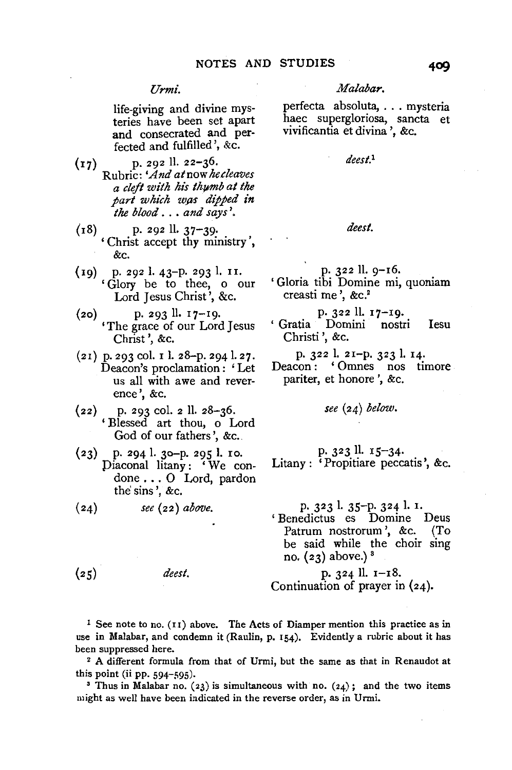| | *Urmi.* | *Malabar.* |
|---|---|---|
| | life-giving and divine mysteries have been set apart and consecrated and perfected and fulfilled', &c. | perfecta absoluta, . . . mysteria haec supergloriosa, sancta et vivificantia et divina', &c. |
| (17) | p. 292 ll. 22–36. Rubric: '*And at now he cleaves a cleft with his thumb at the part which was dipped in the blood . . . and says*'. | *deest.*[1] |
| (18) | p. 292 ll. 37–39. 'Christ accept thy ministry', &c. | *deest.* |
| (19) | p. 292 l. 43–p. 293 l. 11. 'Glory be to thee, o our Lord Jesus Christ', &c. | p. 322 ll. 9–16. 'Gloria tibi Domine mi, quoniam creasti me', &c.[2] |
| (20) | p. 293 ll. 17–19. 'The grace of our Lord Jesus Christ', &c. | p. 322 ll. 17–19. 'Gratia Domini nostri Iesu Christi', &c. |
| (21) | p. 293 col. 1 l. 28–p. 294 l. 27. Deacon's proclamation: 'Let us all with awe and reverence', &c. | p. 322 l. 21–p. 323 l. 14. Deacon: 'Omnes nos timore pariter, et honore', &c. |
| (22) | p. 293 col. 2 ll. 28–36. 'Blessed art thou, o Lord God of our fathers', &c. | *see* (24) *below.* |
| (23) | p. 294 l. 30–p. 295 l. 10. Diaconal litany: 'We condone . . . O Lord, pardon the sins', &c. | p. 323 ll. 15–34. Litany: 'Propitiare peccatis', &c. |
| (24) | *see* (22) *above.* | p. 323 l. 35–p. 324 l. 1. 'Benedictus es Domine Deus Patrum nostrorum', &c. (To be said while the choir sing no. (23) above.)[3] |
| (25) | *deest.* | p. 324 ll. 1–18. Continuation of prayer in (24). |

[1] See note to no. (11) above. The Acts of Diamper mention this practice as in use in Malabar, and condemn it (Raulin, p. 154). Evidently a rubric about it has been suppressed here.

[2] A different formula from that of Urmi, but the same as that in Renaudot at this point (ii pp. 594–595).

[3] Thus in Malabar no. (23) is simultaneous with no. (24); and the two items might as well have been indicated in the reverse order, as in Urmi.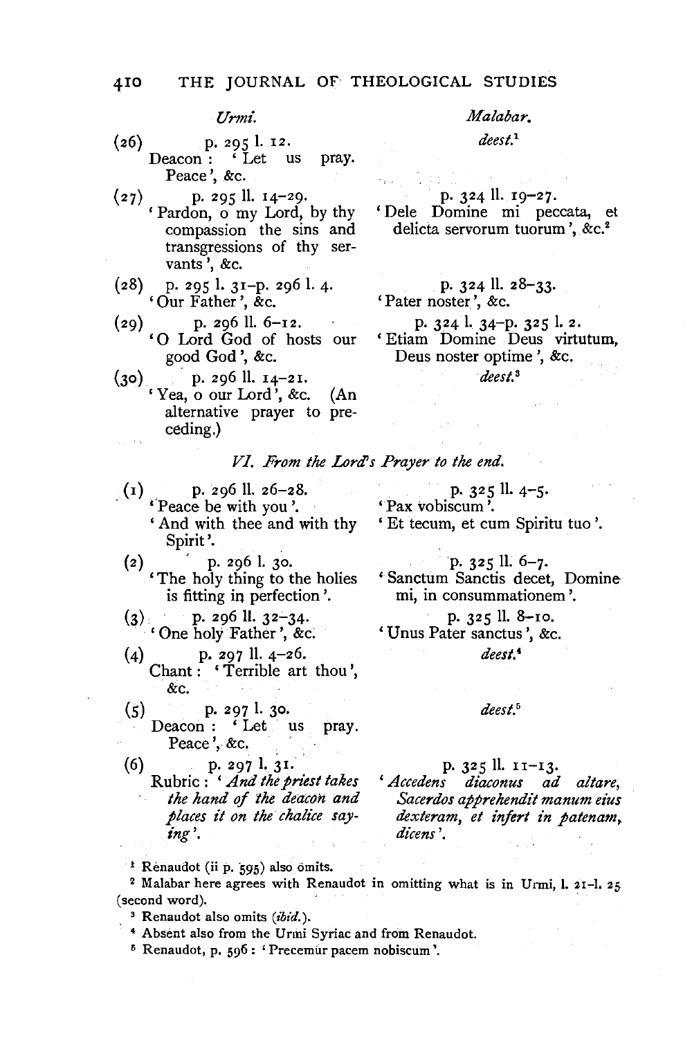| | *Urmi.* | *Malabar.* |
|---|---|---|
| (26) | p. 295 l. 12. Deacon: 'Let us pray. Peace', &c. | *deest.*[1] |
| (27) | p. 295 ll. 14–29. 'Pardon, o my Lord, by thy compassion the sins and transgressions of thy servants', &c. | p. 324 ll. 19–27. 'Dele Domine mi peccata, et delicta servorum tuorum', &c.[2] |
| (28) | p. 295 l. 31–p. 296 l. 4. 'Our Father', &c. | p. 324 ll. 28–33. 'Pater noster', &c. |
| (29) | p. 296 ll. 6–12. 'O Lord God of hosts our good God', &c. | p. 324 l. 34–p. 325 l. 2. 'Etiam Domine Deus virtutum, Deus noster optime', &c. |
| (30) | p. 296 ll. 14–21. 'Yea, o our Lord', &c. (An alternative prayer to preceding.) | *deest.*[3] |

*VI. From the Lord's Prayer to the end.*

| | *Urmi.* | *Malabar.* |
|---|---|---|
| (1) | p. 296 ll. 26–28. 'Peace be with you'. 'And with thee and with thy Spirit'. | p. 325 ll. 4–5. 'Pax vobiscum'. 'Et tecum, et cum Spiritu tuo'. |
| (2) | p. 296 l. 30. 'The holy thing to the holies is fitting in perfection'. | p. 325 ll. 6–7. 'Sanctum Sanctis decet, Domine mi, in consummationem'. |
| (3) | p. 296 ll. 32–34. 'One holy Father', &c. | p. 325 ll. 8–10. 'Unus Pater sanctus', &c. |
| (4) | p. 297 ll. 4–26. Chant: 'Terrible art thou', &c. | *deest.*[4] |
| (5) | p. 297 l. 30. Deacon: 'Let us pray. Peace', &c. | *deest.*[5] |
| (6) | p. 297 l. 31. Rubric: '*And the priest takes the hand of the deacon and places it on the chalice saying*'. | p. 325 ll. 11–13. '*Accedens diaconus ad altare, Sacerdos apprehendit manum eius dexteram, et infert in patenam, dicens*'. |

[1] Renaudot (ii p. 595) also omits.

[2] Malabar here agrees with Renaudot in omitting what is in Urmi, l. 21–l. 25 (second word).

[3] Renaudot also omits (*ibid.*).

[4] Absent also from the Urmi Syriac and from Renaudot.

[5] Renaudot, p. 596: 'Precemur pacem nobiscum'.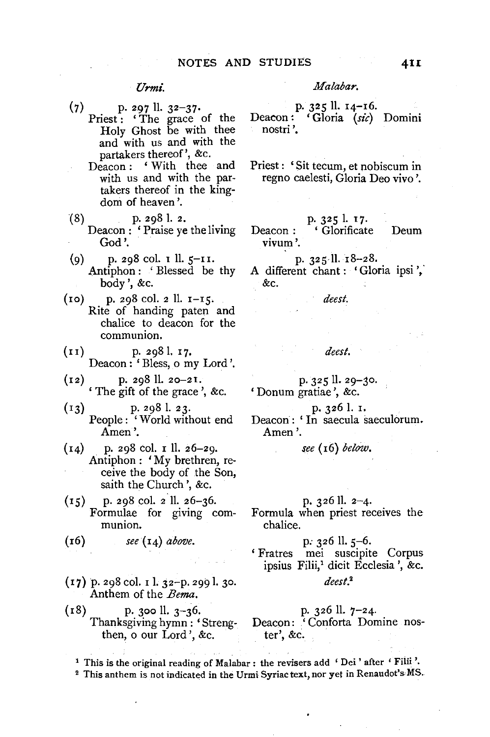| | *Urmi.* | *Malabar.* |
|---|---|---|
| (7) | p. 297 ll. 32–37. Priest: 'The grace of the Holy Ghost be with thee and with us and with the partakers thereof', &c. | p. 325 ll. 14–16. Deacon: 'Gloria (*sic*) Domini nostri'. |
| | Deacon: 'With thee and with us and with the partakers thereof in the kingdom of heaven'. | Priest: 'Sit tecum, et nobiscum in regno caelesti, Gloria Deo vivo'. |
| (8) | p. 298 l. 2. Deacon: 'Praise ye the living God'. | p. 325 l. 17. Deacon: 'Glorificate Deum vivum'. |
| (9) | p. 298 col. 1 ll. 5–11. Antiphon: 'Blessed be thy body', &c. | p. 325 ll. 18–28. A different chant: 'Gloria ipsi', &c. |
| (10) | p. 298 col. 2 ll. 1–15. Rite of handing paten and chalice to deacon for the communion. | *deest.* |
| (11) | p. 298 l. 17. Deacon: 'Bless, o my Lord'. | *deest.* |
| (12) | p. 298 ll. 20–21. 'The gift of the grace', &c. | p. 325 ll. 29–30. 'Donum gratiae', &c. |
| (13) | p. 298 l. 23. People: 'World without end Amen'. | p. 326 l. 1. Deacon: 'In saecula saeculorum. Amen'. |
| (14) | p. 298 col. 1 ll. 26–29. Antiphon: 'My brethren, receive the body of the Son, saith the Church', &c. | *see* (16) *below.* |
| (15) | p. 298 col. 2 ll. 26–36. Formulae for giving communion. | p. 326 ll. 2–4. Formula when priest receives the chalice. |
| (16) | *see* (14) *above.* | p. 326 ll. 5–6. 'Fratres mei suscipite Corpus ipsius Filii,[1] dicit Ecclesia', &c. |
| (17) | p. 298 col. 1 l. 32–p. 299 l. 30. Anthem of the *Bema.* | *deest.*[2] |
| (18) | p. 300 ll. 3–36. Thanksgiving hymn: 'Strengthen, o our Lord', &c. | p. 326 ll. 7–24. Deacon: 'Conforta Domine noster', &c. |

[1] This is the original reading of Malabar: the revisers add 'Dei' after 'Filii'.

[2] This anthem is not indicated in the Urmi Syriac text, nor yet in Renaudot's MS.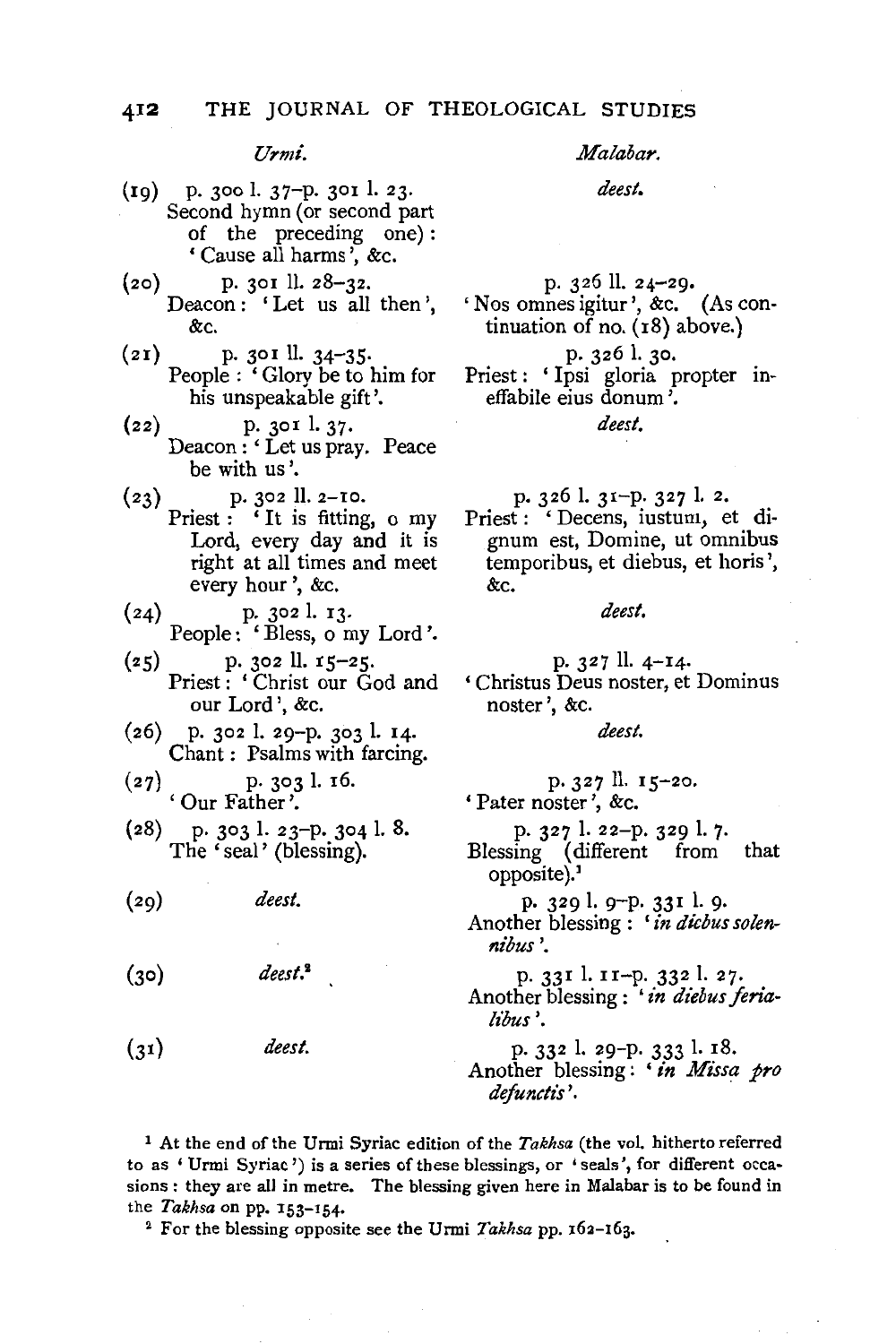| | *Urmi.* | *Malabar.* |
|---|---|---|
| (19) | p. 300 l. 37–p. 301 l. 23. Second hymn (or second part of the preceding one): 'Cause all harms', &c. | *deest.* |
| (20) | p. 301 ll. 28–32. Deacon: 'Let us all then', &c. | p. 326 ll. 24–29. 'Nos omnes igitur', &c. (As continuation of no. (18) above.) |
| (21) | p. 301 ll. 34–35. People: 'Glory be to him for his unspeakable gift'. | p. 326 l. 30. Priest: 'Ipsi gloria propter ineffabile eius donum'. |
| (22) | p. 301 l. 37. Deacon: 'Let us pray. Peace be with us'. | *deest.* |
| (23) | p. 302 ll. 2–10. Priest: 'It is fitting, o my Lord, every day and it is right at all times and meet every hour', &c. | p. 326 l. 31–p. 327 l. 2. Priest: 'Decens, iustum, et dignum est, Domine, ut omnibus temporibus, et diebus, et horis', &c. |
| (24) | p. 302 l. 13. People: 'Bless, o my Lord'. | *deest.* |
| (25) | p. 302 ll. 15–25. Priest: 'Christ our God and our Lord', &c. | p. 327 ll. 4–14. 'Christus Deus noster, et Dominus noster', &c. |
| (26) | p. 302 l. 29–p. 303 l. 14. Chant: Psalms with farcing. | *deest.* |
| (27) | p. 303 l. 16. 'Our Father'. | p. 327 ll. 15–20. 'Pater noster', &c. |
| (28) | p. 303 l. 23–p. 304 l. 8. The 'seal' (blessing). | p. 327 l. 22–p. 329 l. 7. Blessing (different from that opposite).[1] |
| (29) | *deest.* | p. 329 l. 9–p. 331 l. 9. Another blessing: '*in diebus solennibus*'. |
| (30) | *deest.*[2] | p. 331 l. 11–p. 332 l. 27. Another blessing: '*in diebus ferialibus*'. |
| (31) | *deest.* | p. 332 l. 29–p. 333 l. 18. Another blessing: '*in Missa pro defunctis*'. |

[1] At the end of the Urmi Syriac edition of the *Takhsa* (the vol. hitherto referred to as 'Urmi Syriac') is a series of these blessings, or 'seals', for different occasions: they are all in metre. The blessing given here in Malabar is to be found in the *Takhsa* on pp. 153–154.

[2] For the blessing opposite see the Urmi *Takhsa* pp. 162–163.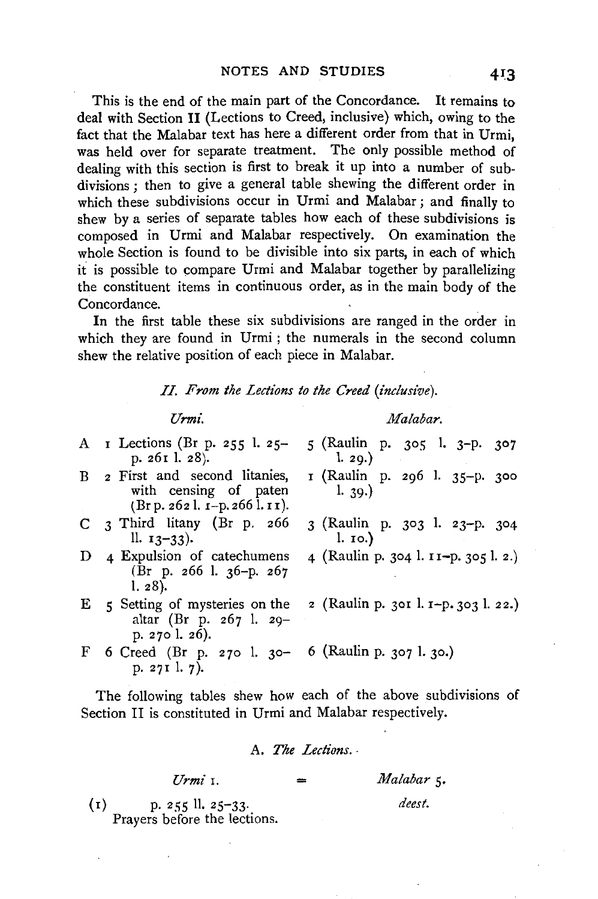This is the end of the main part of the Concordance. It remains to deal with Section II (Lections to Creed, inclusive) which, owing to the fact that the Malabar text has here a different order from that in Urmi, was held over for separate treatment. The only possible method of dealing with this section is first to break it up into a number of subdivisions; then to give a general table shewing the different order in which these subdivisions occur in Urmi and Malabar; and finally to shew by a series of separate tables how each of these subdivisions is composed in Urmi and Malabar respectively. On examination the whole Section is found to be divisible into six parts, in each of which it is possible to compare Urmi and Malabar together by parallelizing the constituent items in continuous order, as in the main body of the Concordance.

In the first table these six subdivisions are ranged in the order in which they are found in Urmi; the numerals in the second column shew the relative position of each piece in Malabar.

*II. From the Lections to the Creed (inclusive).*

| | *Urmi.* | *Malabar.* |
|---|---|---|
| A | 1 Lections (Br p. 255 l. 25–p. 261 l. 28). | 5 (Raulin p. 305 l. 3–p. 307 l. 29.) |
| B | 2 First and second litanies, with censing of paten (Br p. 262 l. 1–p. 266 l. 11). | 1 (Raulin p. 296 l. 35–p. 300 l. 39.) |
| C | 3 Third litany (Br p. 266 ll. 13–33). | 3 (Raulin p. 303 l. 23–p. 304 l. 10.) |
| D | 4 Expulsion of catechumens (Br p. 266 l. 36–p. 267 l. 28). | 4 (Raulin p. 304 l. 11–p. 305 l. 2.) |
| E | 5 Setting of mysteries on the altar (Br p. 267 l. 29–p. 270 l. 26). | 2 (Raulin p. 301 l. 1–p. 303 l. 22.) |
| F | 6 Creed (Br p. 270 l. 30–p. 271 l. 7). | 6 (Raulin p. 307 l. 30.) |

The following tables shew how each of the above subdivisions of Section II is constituted in Urmi and Malabar respectively.

A. *The Lections.*

| | *Urmi* 1. | = | *Malabar* 5. |
|---|---|---|---|
| (1) | p. 255 ll. 25–33. Prayers before the lections. | | *deest.* |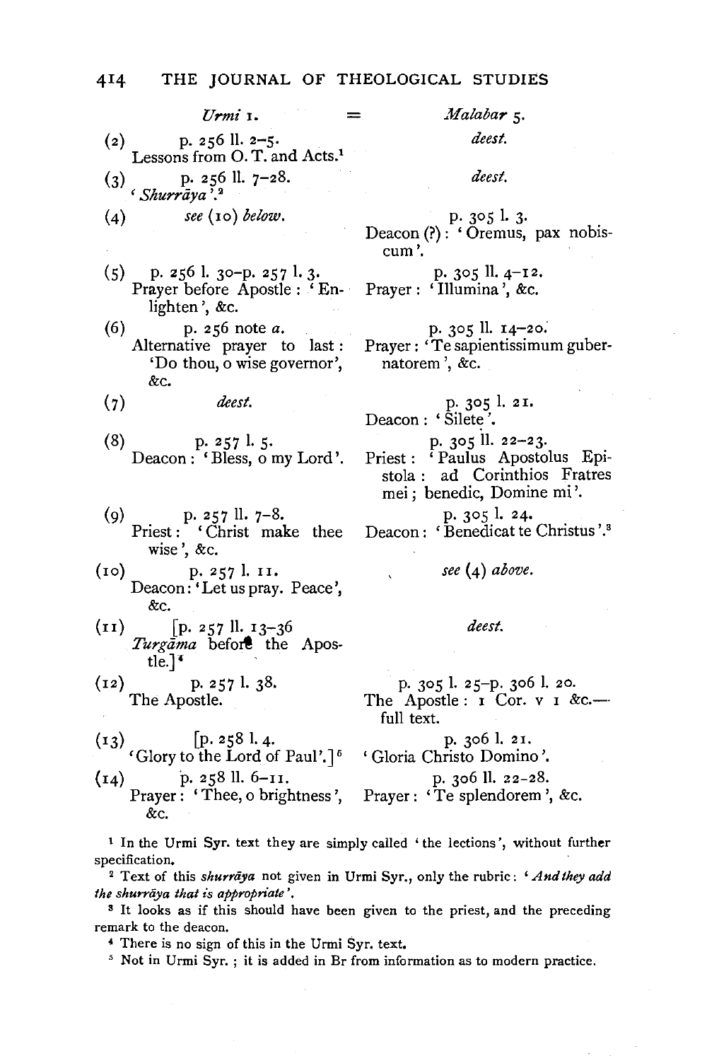| | *Urmi* 1. | = | *Malabar* 5. |
|---|---|---|---|
| (2) | p. 256 ll. 2–5. Lessons from O. T. and Acts.[1] | | *deest.* |
| (3) | p. 256 ll. 7–28. '*Shurrāya*'.[2] | | *deest.* |
| (4) | *see* (10) *below.* | | p. 305 l. 3. Deacon (?): 'Oremus, pax nobiscum'. |
| (5) | p. 256 l. 30–p. 257 l. 3. Prayer before Apostle: 'Enlighten', &c. | | p. 305 ll. 4–12. Prayer: 'Illumina', &c. |
| (6) | p. 256 note *a*. Alternative prayer to last: 'Do thou, o wise governor', &c. | | p. 305 ll. 14–20. Prayer: 'Te sapientissimum gubernatorem', &c. |
| (7) | *deest.* | | p. 305 l. 21. Deacon: 'Silete'. |
| (8) | p. 257 l. 5. Deacon: 'Bless, o my Lord'. | | p. 305 ll. 22–23. Priest: 'Paulus Apostolus Epistola: ad Corinthios Fratres mei; benedic, Domine mi'. |
| (9) | p. 257 ll. 7–8. Priest: 'Christ make thee wise', &c. | | p. 305 l. 24. Deacon: 'Benedicat te Christus'.[3] |
| (10) | p. 257 l. 11. Deacon: 'Let us pray. Peace', &c. | | *see* (4) *above.* |
| (11) | [p. 257 ll. 13–36 *Turgāma* before the Apostle.][4] | | *deest.* |
| (12) | p. 257 l. 38. The Apostle. | | p. 305 l. 25–p. 306 l. 20. The Apostle: 1 Cor. v 1 &c.—full text. |
| (13) | [p. 258 l. 4. 'Glory to the Lord of Paul'.][5] | | p. 306 l. 21. 'Gloria Christo Domino'. |
| (14) | p. 258 ll. 6–11. Prayer: 'Thee, o brightness', &c. | | p. 306 ll. 22–28. Prayer: 'Te splendorem', &c. |

[1] In the Urmi Syr. text they are simply called 'the lections', without further specification.

[2] Text of this *shurrāya* not given in Urmi Syr., only the rubric: '*And they add the shurrāya that is appropriate*'.

[3] It looks as if this should have been given to the priest, and the preceding remark to the deacon.

[4] There is no sign of this in the Urmi Syr. text.

[5] Not in Urmi Syr.; it is added in Br from information as to modern practice.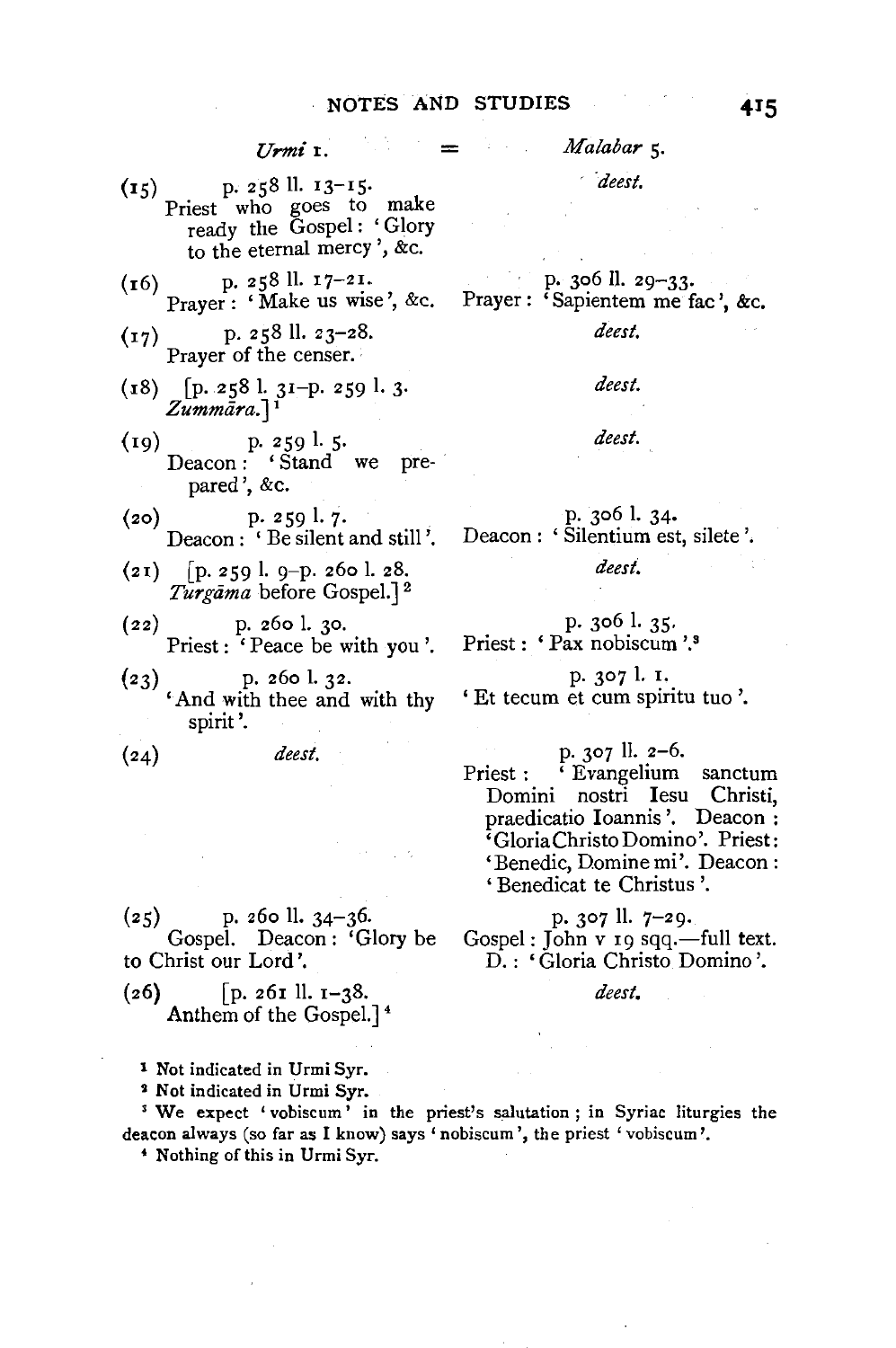| | *Urmi* I. | = *Malabar* 5. |
|---|---|---|
| (15) | p. 258 ll. 13–15. Priest who goes to make ready the Gospel: 'Glory to the eternal mercy', &c. | *deest.* |
| (16) | p. 258 ll. 17–21. Prayer: 'Make us wise', &c. | p. 306 ll. 29–33. Prayer: 'Sapientem me fac', &c. |
| (17) | p. 258 ll. 23–28. Prayer of the censer. | *deest.* |
| (18) | [p. 258 l. 31–p. 259 l. 3. *Zummāra*.] [1] | *deest.* |
| (19) | p. 259 l. 5. Deacon: 'Stand we prepared', &c. | *deest.* |
| (20) | p. 259 l. 7. Deacon: 'Be silent and still'. | p. 306 l. 34. Deacon: 'Silentium est, silete'. |
| (21) | [p. 259 l. 9–p. 260 l. 28. *Turgāma* before Gospel.] [2] | *deest.* |
| (22) | p. 260 l. 30. Priest: 'Peace be with you'. | p. 306 l. 35. Priest: 'Pax nobiscum'.[3] |
| (23) | p. 260 l. 32. 'And with thee and with thy spirit'. | p. 307 l. 1. 'Et tecum et cum spiritu tuo'. |
| (24) | *deest.* | p. 307 ll. 2–6. Priest: 'Evangelium sanctum Domini nostri Iesu Christi, praedicatio Ioannis'. Deacon: 'Gloria Christo Domino'. Priest: 'Benedic, Domine mi'. Deacon: 'Benedicat te Christus'. |
| (25) | p. 260 ll. 34–36. Gospel. Deacon: 'Glory be to Christ our Lord'. | p. 307 ll. 7–29. Gospel: John v 19 sqq.—full text. D.: 'Gloria Christo Domino'. |
| (26) | [p. 261 ll. 1–38. Anthem of the Gospel.] [4] | *deest.* |

[1] Not indicated in Urmi Syr.

[2] Not indicated in Urmi Syr.

[3] We expect 'vobiscum' in the priest's salutation; in Syriac liturgies the deacon always (so far as I know) says 'nobiscum', the priest 'vobiscum'.

[4] Nothing of this in Urmi Syr.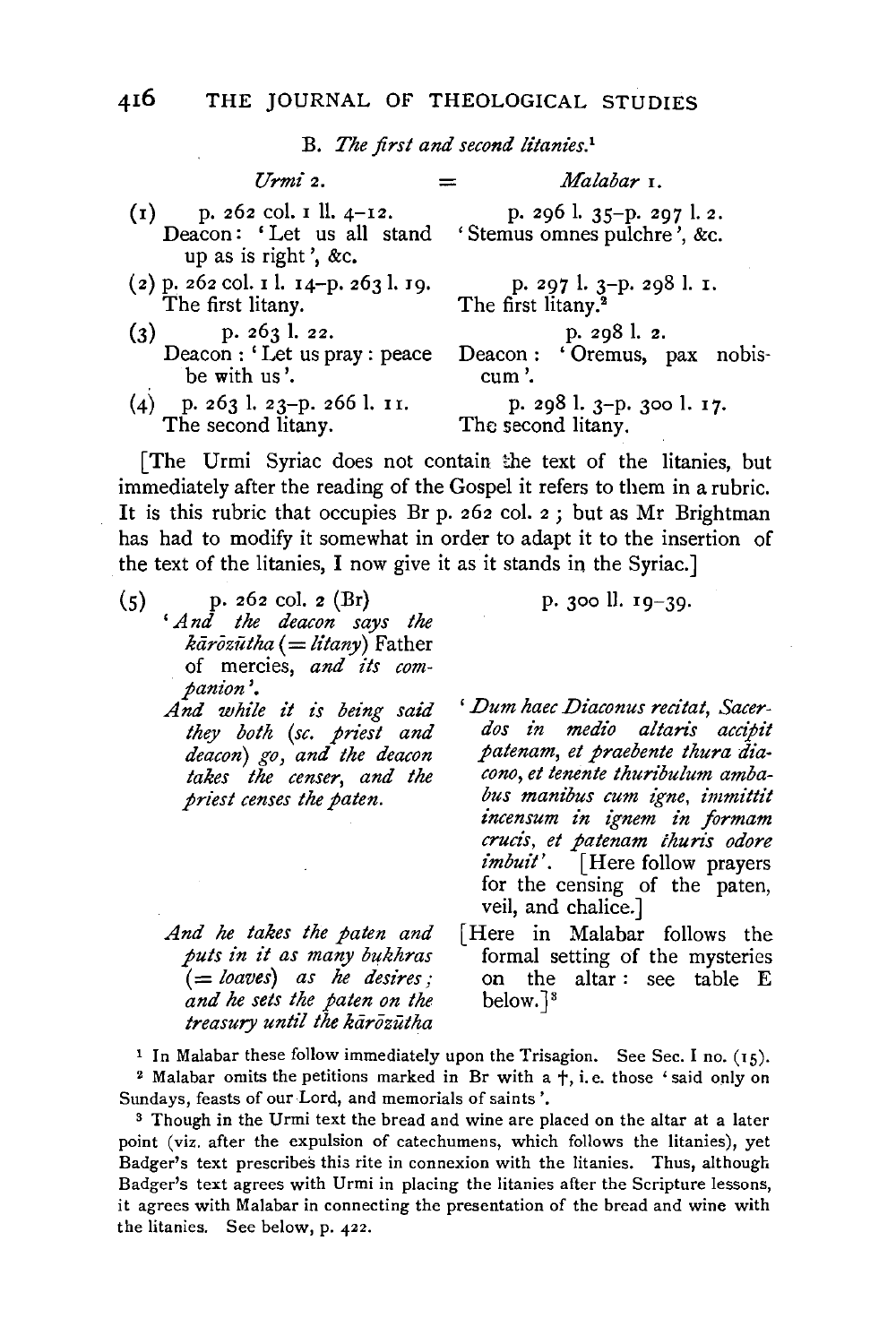B. *The first and second litanies.*[1]

| *Urmi* 2. | = | *Malabar* 1. |
|---|---|---|
| (1) p. 262 col. 1 ll. 4–12. Deacon: 'Let us all stand up as is right', &c. | | p. 296 l. 35–p. 297 l. 2. 'Stemus omnes pulchre', &c. |
| (2) p. 262 col. 1 l. 14–p. 263 l. 19. The first litany. | | p. 297 l. 3–p. 298 l. 1. The first litany.[2] |
| (3) p. 263 l. 22. Deacon: 'Let us pray: peace be with us'. | | p. 298 l. 2. Deacon: 'Oremus, pax nobiscum'. |
| (4) p. 263 l. 23–p. 266 l. 11. The second litany. | | p. 298 l. 3–p. 300 l. 17. The second litany. |

[The Urmi Syriac does not contain the text of the litanies, but immediately after the reading of the Gospel it refers to them in a rubric. It is this rubric that occupies Br p. 262 col. 2; but as Mr Brightman has had to modify it somewhat in order to adapt it to the insertion of the text of the litanies, I now give it as it stands in the Syriac.]

| | |
|---|---|
| (5) p. 262 col. 2 (Br) | p. 300 ll. 19–39. |
| '*And the deacon says the kārōzūtha* (= *litany*) Father of mercies, *and its companion*'. | |
| *And while it is being said they both (sc. priest and deacon) go, and the deacon takes the censer, and the priest censes the paten.* | '*Dum haec Diaconus recitat, Sacerdos in medio altaris accipit patenam, et praebente thura diacono, et tenente thuribulum ambabus manibus cum igne, immittit incensum in ignem in formam crucis, et patenam thuris odore imbuit*'. [Here follow prayers for the censing of the paten, veil, and chalice.] |
| *And he takes the paten and puts in it as many bukhras (= loaves) as he desires; and he sets the paten on the treasury until the kārōzūtha* | [Here in Malabar follows the formal setting of the mysteries on the altar: see table E below.][3] |

[1] In Malabar these follow immediately upon the Trisagion. See Sec. I no. (15).

[2] Malabar omits the petitions marked in Br with a †, i.e. those 'said only on Sundays, feasts of our Lord, and memorials of saints'.

[3] Though in the Urmi text the bread and wine are placed on the altar at a later point (viz. after the expulsion of catechumens, which follows the litanies), yet Badger's text prescribes this rite in connexion with the litanies. Thus, although Badger's text agrees with Urmi in placing the litanies after the Scripture lessons, it agrees with Malabar in connecting the presentation of the bread and wine with the litanies. See below, p. 422.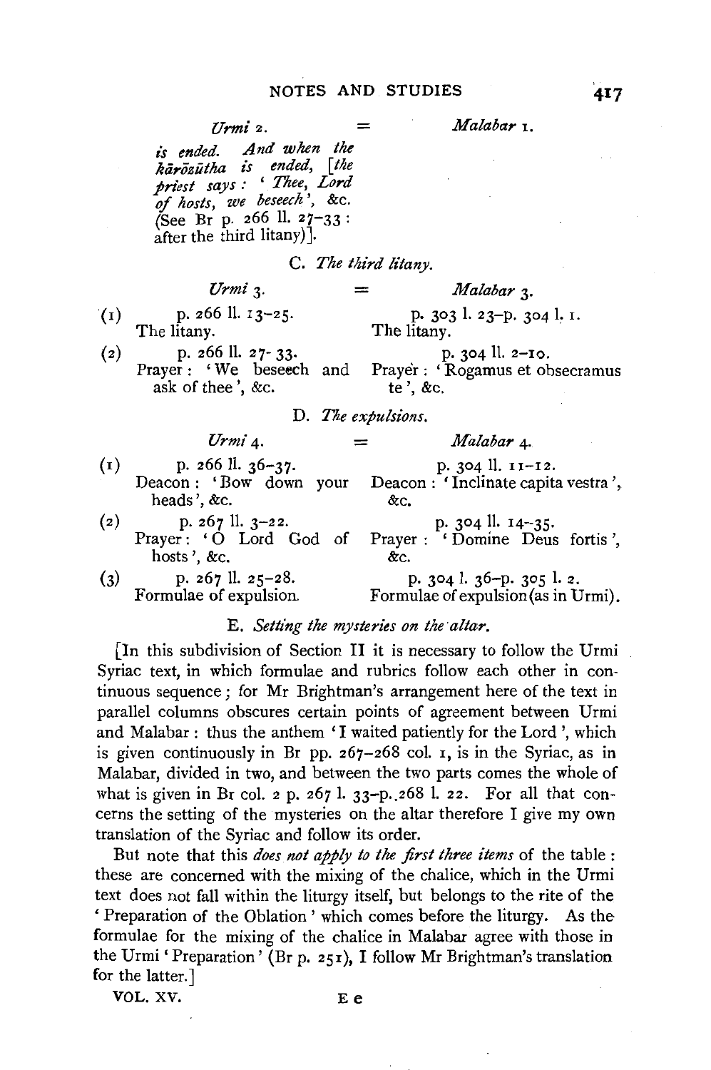| Urmi 2. | = | Malabar 1. |
|---|---|---|
| *is ended. And when the kārōzūtha is ended,* [*the priest says : ' Thee, Lord of hosts, we beseech'*, &c. (See Br p. 266 ll. 27–33 : after the third litany)]. | | |

C. *The third litany.*

| | Urmi 3. | = | Malabar 3. |
|---|---|---|---|
| (1) | p. 266 ll. 13–25. The litany. | | p. 303 l. 23–p. 304 l. 1. The litany. |
| (2) | p. 266 ll. 27- 33. Prayer : 'We beseech and ask of thee', &c. | | p. 304 ll. 2–10. Prayer : 'Rogamus et obsecramus te', &c. |

D. *The expulsions.*

| | Urmi 4. | = | Malabar 4. |
|---|---|---|---|
| (1) | p. 266 ll. 36–37. Deacon : 'Bow down your heads', &c. | | p. 304 ll. 11–12. Deacon : 'Inclinate capita vestra', &c. |
| (2) | p. 267 ll. 3–22. Prayer : 'O Lord God of hosts', &c. | | p. 304 ll. 14–35. Prayer : 'Domine Deus fortis', &c. |
| (3) | p. 267 ll. 25–28. Formulae of expulsion. | | p. 304 l. 36–p. 305 l. 2. Formulae of expulsion (as in Urmi). |

E. *Setting the mysteries on the altar.*

[In this subdivision of Section II it is necessary to follow the Urmi Syriac text, in which formulae and rubrics follow each other in continuous sequence; for Mr Brightman's arrangement here of the text in parallel columns obscures certain points of agreement between Urmi and Malabar: thus the anthem 'I waited patiently for the Lord', which is given continuously in Br pp. 267–268 col. 1, is in the Syriac, as in Malabar, divided in two, and between the two parts comes the whole of what is given in Br col. 2 p. 267 l. 33–p. 268 l. 22. For all that concerns the setting of the mysteries on the altar therefore I give my own translation of the Syriac and follow its order.

But note that this *does not apply to the first three items* of the table: these are concerned with the mixing of the chalice, which in the Urmi text does not fall within the liturgy itself, but belongs to the rite of the 'Preparation of the Oblation' which comes before the liturgy. As the formulae for the mixing of the chalice in Malabar agree with those in the Urmi 'Preparation' (Br p. 251), I follow Mr Brightman's translation for the latter.]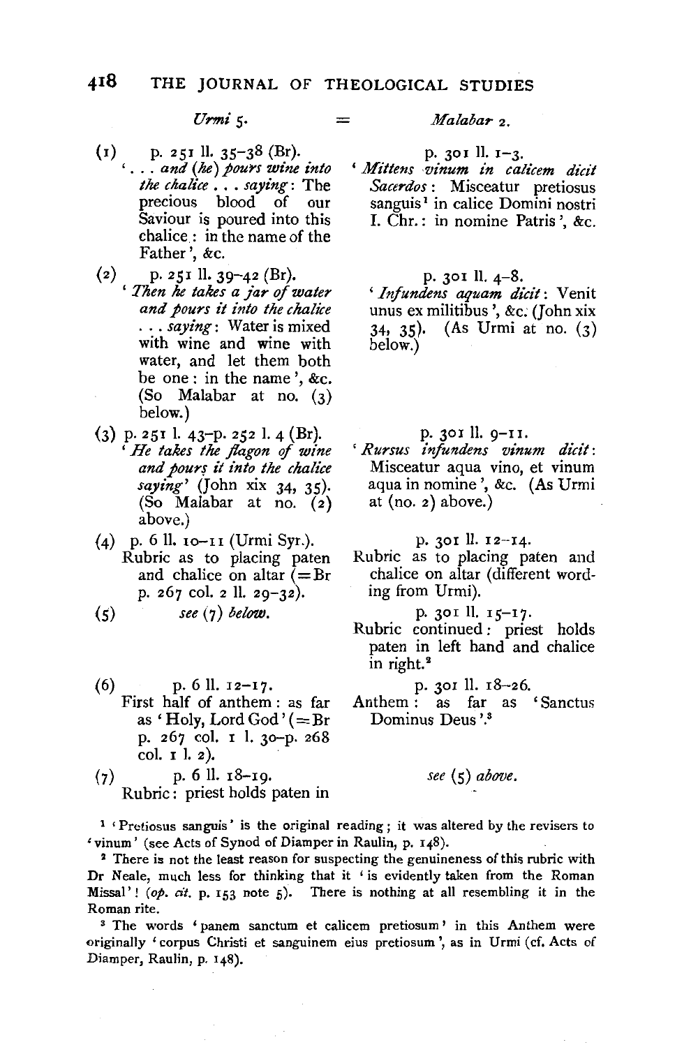| *Urmi* 5. | = *Malabar* 2. |
|---|---|
| (1) p. 251 ll. 35–38 (Br). '... *and (he) pours wine into the chalice* ... *saying*: The precious blood of our Saviour is poured into this chalice: in the name of the Father', &c. | p. 301 ll. 1–3. '*Mittens vinum in calicem dicit Sacerdos*: Misceatur pretiosus sanguis[1] in calice Domini nostri I. Chr.: in nomine Patris', &c. |
| (2) p. 251 ll. 39–42 (Br). '*Then he takes a jar of water and pours it into the chalice* ... *saying*: Water is mixed with wine and wine with water, and let them both be one: in the name', &c. (So Malabar at no. (3) below.) | p. 301 ll. 4–8. '*Infundens aquam dicit*: Venit unus ex militibus', &c. (John xix 34, 35). (As Urmi at no. (3) below.) |
| (3) p. 251 l. 43–p. 252 l. 4 (Br). '*He takes the flagon of wine and pours it into the chalice saying*' (John xix 34, 35). (So Malabar at no. (2) above.) | p. 301 ll. 9–11. '*Rursus infundens vinum dicit*: Misceatur aqua vino, et vinum aqua in nomine', &c. (As Urmi at (no. 2) above.) |
| (4) p. 6 ll. 10–11 (Urmi Syr.). Rubric as to placing paten and chalice on altar (= Br p. 267 col. 2 ll. 29–32). | p. 301 ll. 12–14. Rubric as to placing paten and chalice on altar (different wording from Urmi). |
| (5) *see* (7) *below*. | p. 301 ll. 15–17. Rubric continued: priest holds paten in left hand and chalice in right.[2] |
| (6) p. 6 ll. 12–17. First half of anthem: as far as 'Holy, Lord God' (= Br p. 267 col. 1 l. 30–p. 268 col. 1 l. 2). | p. 301 ll. 18–26. Anthem: as far as 'Sanctus Dominus Deus'.[3] |
| (7) p. 6 ll. 18–19. Rubric: priest holds paten in | *see* (5) *above*. |

[1] 'Pretiosus sanguis' is the original reading; it was altered by the revisers to 'vinum' (see Acts of Synod of Diamper in Raulin, p. 148).

[2] There is not the least reason for suspecting the genuineness of this rubric with Dr Neale, much less for thinking that it 'is evidently taken from the Roman Missal'! (*op. cit.* p. 153 note 5). There is nothing at all resembling it in the Roman rite.

[3] The words 'panem sanctum et calicem pretiosum' in this Anthem were originally 'corpus Christi et sanguinem eius pretiosum', as in Urmi (cf. Acts of Diamper, Raulin, p. 148).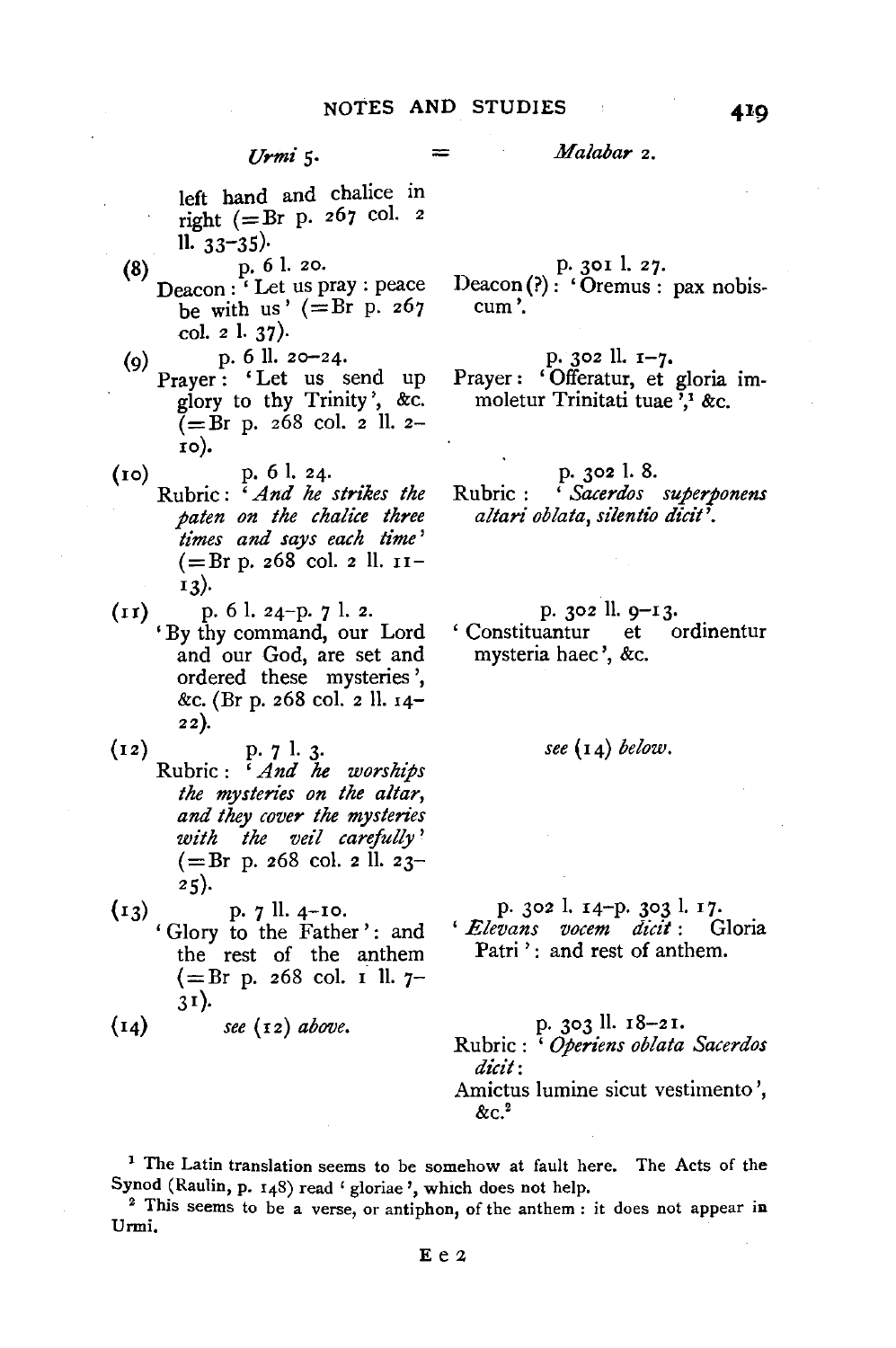| *Urmi* 5. | = | *Malabar* 2. |
|---|---|---|
| left hand and chalice in right (=Br p. 267 col. 2 ll. 33–35). | | |
| (8) p. 6 l. 20. Deacon: 'Let us pray: peace be with us' (=Br p. 267 col. 2 l. 37). | | p. 301 l. 27. Deacon (?): 'Oremus: pax nobiscum'. |
| (9) p. 6 ll. 20–24. Prayer: 'Let us send up glory to thy Trinity', &c. (=Br p. 268 col. 2 ll. 2–10). | | p. 302 ll. 1–7. Prayer: 'Offeratur, et gloria immoletur Trinitati tuae',[1] &c. |
| (10) p. 6 l. 24. Rubric: '*And he strikes the paten on the chalice three times and says each time*' (=Br p. 268 col. 2 ll. 11–13). | | p. 302 l. 8. Rubric: '*Sacerdos superponens altari oblata, silentio dicit*'. |
| (11) p. 6 l. 24–p. 7 l. 2. 'By thy command, our Lord and our God, are set and ordered these mysteries', &c. (Br p. 268 col. 2 ll. 14–22). | | p. 302 ll. 9–13. 'Constituantur et ordinentur mysteria haec', &c. |
| (12) p. 7 l. 3. Rubric: '*And he worships the mysteries on the altar, and they cover the mysteries with the veil carefully*' (=Br p. 268 col. 2 ll. 23–25). | | *see* (14) *below*. |
| (13) p. 7 ll. 4–10. 'Glory to the Father': and the rest of the anthem (=Br p. 268 col. 1 ll. 7–31). | | p. 302 l. 14–p. 303 l. 17. '*Elevans vocem dicit*: Gloria Patri': and rest of anthem. |
| (14) *see* (12) *above*. | | p. 303 ll. 18–21. Rubric: '*Operiens oblata Sacerdos dicit*: Amictus lumine sicut vestimento', &c.[2] |

[1] The Latin translation seems to be somehow at fault here. The Acts of the Synod (Raulin, p. 148) read 'gloriae', which does not help.

[2] This seems to be a verse, or antiphon, of the anthem: it does not appear in Urmi.

E e 2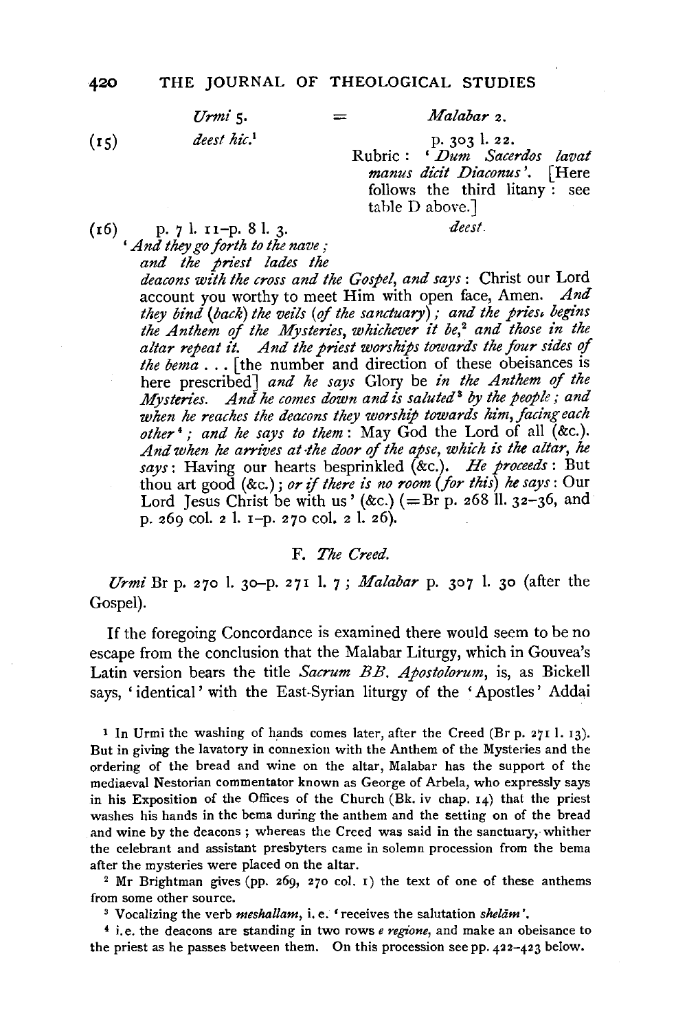| | *Urmi* 5. | = | *Malabar* 2. |
|---|---|---|---|
| (15) | *deest hic.*[1] | | p. 303 l. 22. Rubric: '*Dum Sacerdos lavat manus dicit Diaconus*'. [Here follows the third litany: see table D above.] |
| (16) | p. 7 l. 11–p. 8 l. 3. | | *deest.* |

'*And they go forth to the nave; and the priest lades the deacons with the cross and the Gospel, and says*: Christ our Lord account you worthy to meet Him with open face, Amen. *And they bind (back) the veils (of the sanctuary); and the priest begins the Anthem of the Mysteries, whichever it be,*[2] *and those in the altar repeat it. And the priest worships towards the four sides of the bema* . . . [the number and direction of these obeisances is here prescribed] *and he says* Glory be *in the Anthem of the Mysteries. And he comes down and is saluted*[3] *by the people; and when he reaches the deacons they worship towards him, facing each other*[4]*; and he says to them*: May God the Lord of all (&c.). *And when he arrives at the door of the apse, which is the altar, he says*: Having our hearts besprinkled (&c.). *He proceeds*: But thou art good (&c.); *or if there is no room (for this) he says*: Our Lord Jesus Christ be with us' (&c.) (=Br p. 268 ll. 32–36, and p. 269 col. 2 l. 1–p. 270 col. 2 l. 26).

## F. *The Creed.*

*Urmi* Br p. 270 l. 30–p. 271 l. 7; *Malabar* p. 307 l. 30 (after the Gospel).

If the foregoing Concordance is examined there would seem to be no escape from the conclusion that the Malabar Liturgy, which in Gouvea's Latin version bears the title *Sacrum BB. Apostolorum*, is, as Bickell says, 'identical' with the East-Syrian liturgy of the 'Apostles' Addai

[1] In Urmi the washing of hands comes later, after the Creed (Br p. 271 l. 13). But in giving the lavatory in connexion with the Anthem of the Mysteries and the ordering of the bread and wine on the altar, Malabar has the support of the mediaeval Nestorian commentator known as George of Arbela, who expressly says in his Exposition of the Offices of the Church (Bk. iv chap. 14) that the priest washes his hands in the bema during the anthem and the setting on of the bread and wine by the deacons; whereas the Creed was said in the sanctuary, whither the celebrant and assistant presbyters came in solemn procession from the bema after the mysteries were placed on the altar.

[2] Mr Brightman gives (pp. 269, 270 col. 1) the text of one of these anthems from some other source.

[3] Vocalizing the verb *meshallam*, i.e. 'receives the salutation *shelām*'.

[4] i.e. the deacons are standing in two rows *e regione*, and make an obeisance to the priest as he passes between them. On this procession see pp. 422–423 below.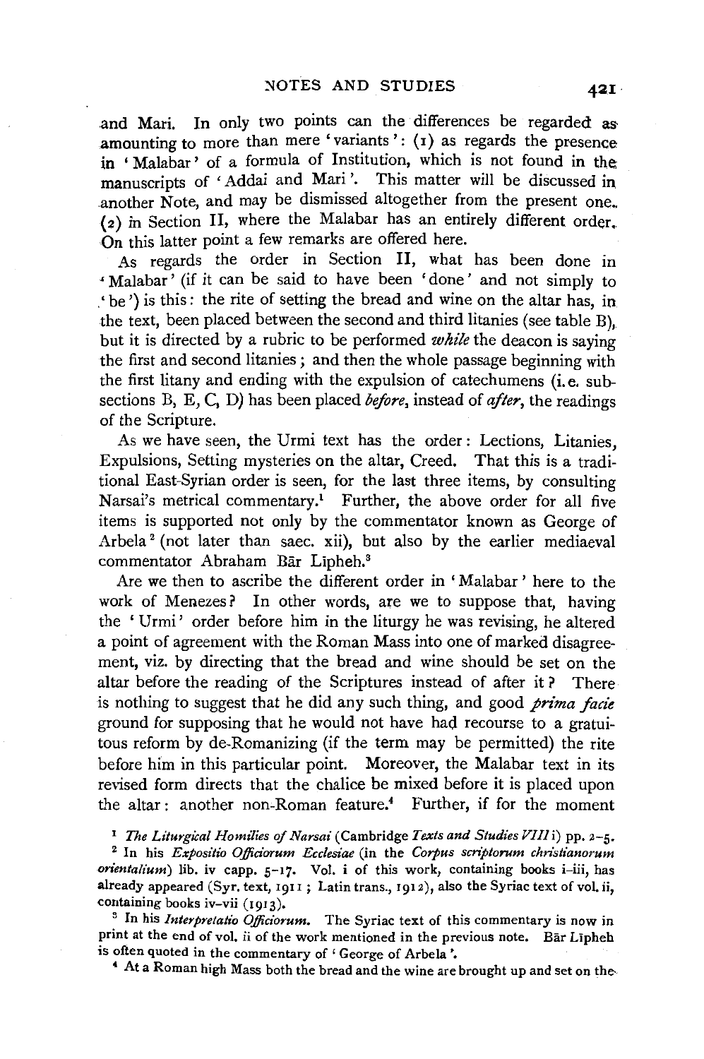and Mari. In only two points can the differences be regarded as amounting to more than mere 'variants': (1) as regards the presence in 'Malabar' of a formula of Institution, which is not found in the manuscripts of 'Addai and Mari'. This matter will be discussed in another Note, and may be dismissed altogether from the present one. (2) in Section II, where the Malabar has an entirely different order. On this latter point a few remarks are offered here.

As regards the order in Section II, what has been done in 'Malabar' (if it can be said to have been 'done' and not simply to 'be') is this: the rite of setting the bread and wine on the altar has, in the text, been placed between the second and third litanies (see table B), but it is directed by a rubric to be performed *while* the deacon is saying the first and second litanies; and then the whole passage beginning with the first litany and ending with the expulsion of catechumens (i.e. subsections B, E, C, D) has been placed *before*, instead of *after*, the readings of the Scripture.

As we have seen, the Urmi text has the order: Lections, Litanies, Expulsions, Setting mysteries on the altar, Creed. That this is a traditional East-Syrian order is seen, for the last three items, by consulting Narsai's metrical commentary.[1] Further, the above order for all five items is supported not only by the commentator known as George of Arbela[2] (not later than saec. xii), but also by the earlier mediaeval commentator Abraham Bār Lipheh.[3]

Are we then to ascribe the different order in 'Malabar' here to the work of Menezes? In other words, are we to suppose that, having the 'Urmi' order before him in the liturgy he was revising, he altered a point of agreement with the Roman Mass into one of marked disagreement, viz. by directing that the bread and wine should be set on the altar before the reading of the Scriptures instead of after it? There is nothing to suggest that he did any such thing, and good *prima facie* ground for supposing that he would not have had recourse to a gratuitous reform by de-Romanizing (if the term may be permitted) the rite before him in this particular point. Moreover, the Malabar text in its revised form directs that the chalice be mixed before it is placed upon the altar: another non-Roman feature.[4] Further, if for the moment

[1] *The Liturgical Homilies of Narsai* (Cambridge *Texts and Studies VIII* i) pp. 2–5.

[2] In his *Expositio Officiorum Ecclesiae* (in the *Corpus scriptorum christianorum orientalium*) lib. iv capp. 5–17. Vol. i of this work, containing books i–iii, has already appeared (Syr. text, 1911; Latin trans., 1912), also the Syriac text of vol. ii, containing books iv–vii (1913).

[3] In his *Interpretatio Officiorum*. The Syriac text of this commentary is now in print at the end of vol. ii of the work mentioned in the previous note. Bār Līpheh is often quoted in the commentary of 'George of Arbela'.

[4] At a Roman high Mass both the bread and the wine are brought up and set on the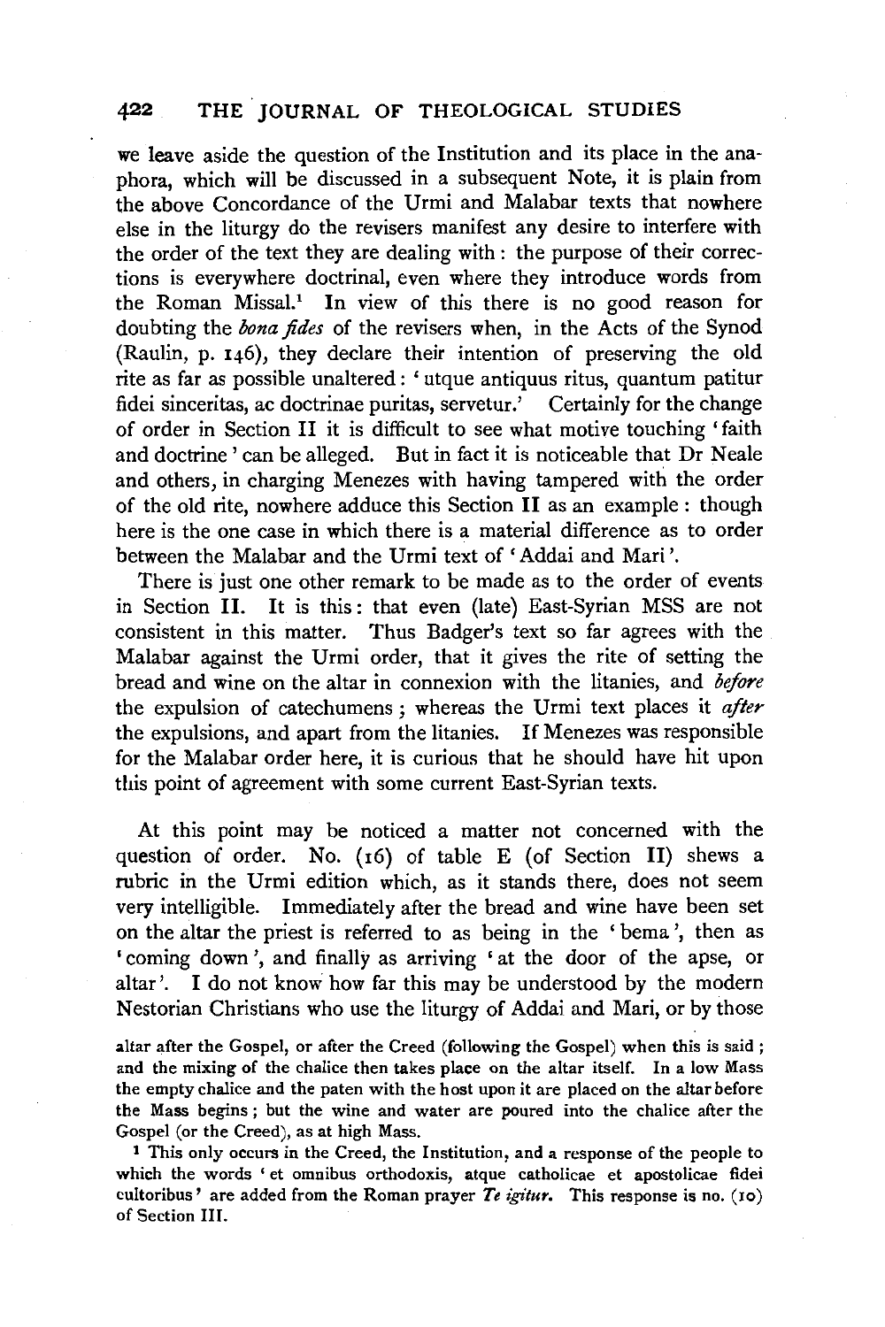we leave aside the question of the Institution and its place in the anaphora, which will be discussed in a subsequent Note, it is plain from the above Concordance of the Urmi and Malabar texts that nowhere else in the liturgy do the revisers manifest any desire to interfere with the order of the text they are dealing with: the purpose of their corrections is everywhere doctrinal, even where they introduce words from the Roman Missal.[1] In view of this there is no good reason for doubting the *bona fides* of the revisers when, in the Acts of the Synod (Raulin, p. 146), they declare their intention of preserving the old rite as far as possible unaltered: 'utque antiquus ritus, quantum patitur fidei sinceritas, ac doctrinae puritas, servetur.' Certainly for the change of order in Section II it is difficult to see what motive touching 'faith and doctrine' can be alleged. But in fact it is noticeable that Dr Neale and others, in charging Menezes with having tampered with the order of the old rite, nowhere adduce this Section II as an example: though here is the one case in which there is a material difference as to order between the Malabar and the Urmi text of 'Addai and Mari'.

There is just one other remark to be made as to the order of events in Section II. It is this: that even (late) East-Syrian MSS are not consistent in this matter. Thus Badger's text so far agrees with the Malabar against the Urmi order, that it gives the rite of setting the bread and wine on the altar in connexion with the litanies, and *before* the expulsion of catechumens; whereas the Urmi text places it *after* the expulsions, and apart from the litanies. If Menezes was responsible for the Malabar order here, it is curious that he should have hit upon this point of agreement with some current East-Syrian texts.

At this point may be noticed a matter not concerned with the question of order. No. (16) of table E (of Section II) shews a rubric in the Urmi edition which, as it stands there, does not seem very intelligible. Immediately after the bread and wine have been set on the altar the priest is referred to as being in the 'bema', then as 'coming down', and finally as arriving 'at the door of the apse, or altar'. I do not know how far this may be understood by the modern Nestorian Christians who use the liturgy of Addai and Mari, or by those

altar after the Gospel, or after the Creed (following the Gospel) when this is said; and the mixing of the chalice then takes place on the altar itself. In a low Mass the empty chalice and the paten with the host upon it are placed on the altar before the Mass begins; but the wine and water are poured into the chalice after the Gospel (or the Creed), as at high Mass.

[1] This only occurs in the Creed, the Institution, and a response of the people to which the words 'et omnibus orthodoxis, atque catholicae et apostolicae fidei cultoribus' are added from the Roman prayer *Te igitur*. This response is no. (10) of Section III.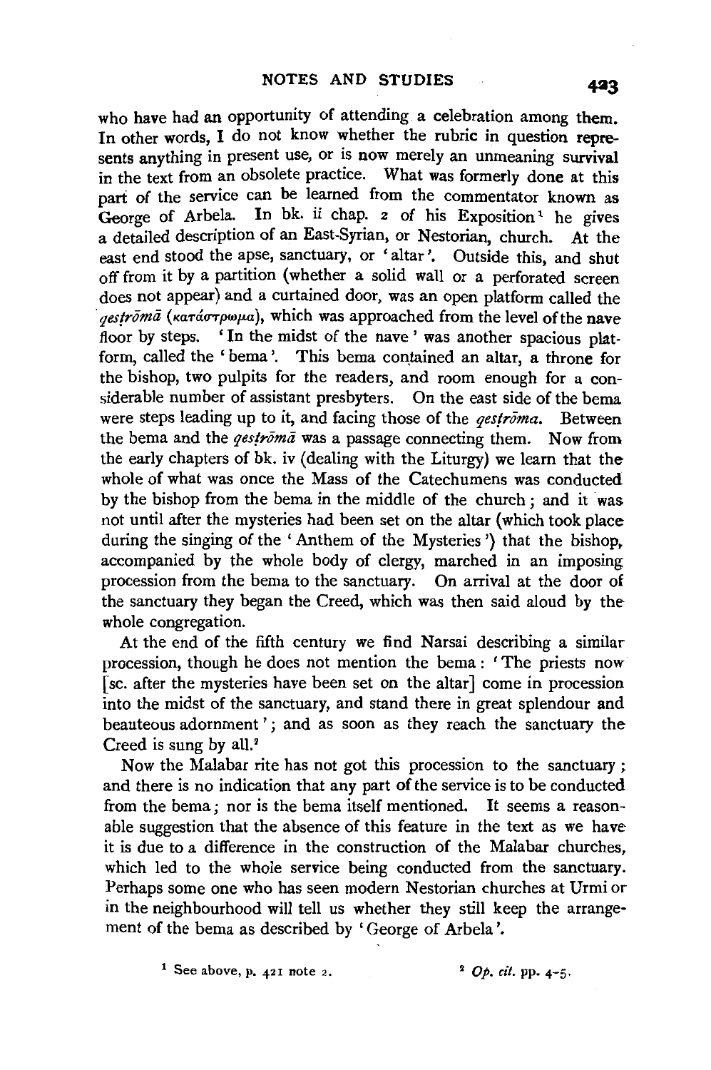who have had an opportunity of attending a celebration among them. In other words, I do not know whether the rubric in question represents anything in present use, or is now merely an unmeaning survival in the text from an obsolete practice. What was formerly done at this part of the service can be learned from the commentator known as George of Arbela. In bk. ii chap. 2 of his Exposition[1] he gives a detailed description of an East-Syrian, or Nestorian, church. At the east end stood the apse, sanctuary, or 'altar'. Outside this, and shut off from it by a partition (whether a solid wall or a perforated screen does not appear) and a curtained door, was an open platform called the *qesṭrōmā* (κατάστρωμα), which was approached from the level of the nave floor by steps. 'In the midst of the nave' was another spacious platform, called the 'bema'. This bema contained an altar, a throne for the bishop, two pulpits for the readers, and room enough for a considerable number of assistant presbyters. On the east side of the bema were steps leading up to it, and facing those of the *qesṭrōma*. Between the bema and the *qesṭrōmā* was a passage connecting them. Now from the early chapters of bk. iv (dealing with the Liturgy) we learn that the whole of what was once the Mass of the Catechumens was conducted by the bishop from the bema in the middle of the church; and it was not until after the mysteries had been set on the altar (which took place during the singing of the 'Anthem of the Mysteries') that the bishop, accompanied by the whole body of clergy, marched in an imposing procession from the bema to the sanctuary. On arrival at the door of the sanctuary they began the Creed, which was then said aloud by the whole congregation.

At the end of the fifth century we find Narsai describing a similar procession, though he does not mention the bema: 'The priests now [sc. after the mysteries have been set on the altar] come in procession into the midst of the sanctuary, and stand there in great splendour and beauteous adornment'; and as soon as they reach the sanctuary the Creed is sung by all.[2]

Now the Malabar rite has not got this procession to the sanctuary; and there is no indication that any part of the service is to be conducted from the bema; nor is the bema itself mentioned. It seems a reasonable suggestion that the absence of this feature in the text as we have it is due to a difference in the construction of the Malabar churches, which led to the whole service being conducted from the sanctuary. Perhaps some one who has seen modern Nestorian churches at Urmi or in the neighbourhood will tell us whether they still keep the arrangement of the bema as described by 'George of Arbela'.

[1] See above, p. 421 note 2.

[2] *Op. cit.* pp. 4-5.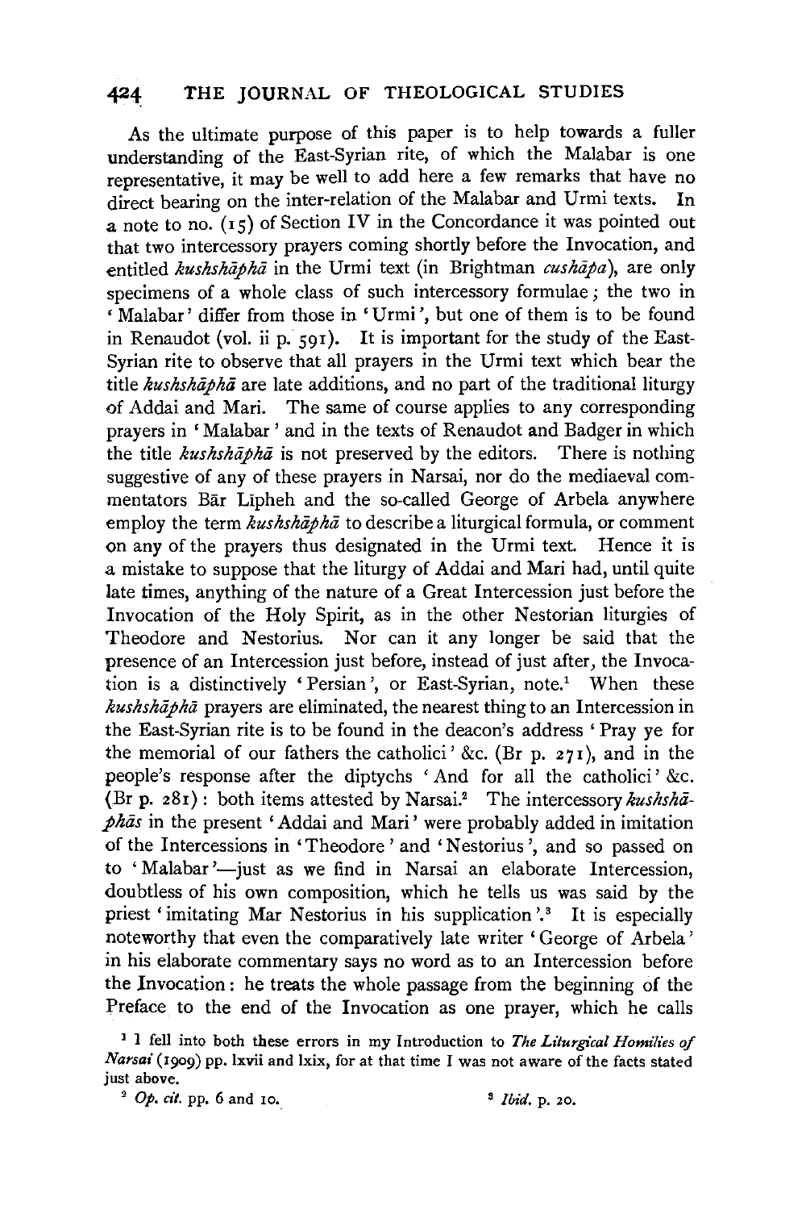As the ultimate purpose of this paper is to help towards a fuller understanding of the East-Syrian rite, of which the Malabar is one representative, it may be well to add here a few remarks that have no direct bearing on the inter-relation of the Malabar and Urmi texts. In a note to no. (15) of Section IV in the Concordance it was pointed out that two intercessory prayers coming shortly before the Invocation, and entitled *kushshāphā* in the Urmi text (in Brightman *cushāpa*), are only specimens of a whole class of such intercessory formulae; the two in 'Malabar' differ from those in 'Urmi', but one of them is to be found in Renaudot (vol. ii p. 591). It is important for the study of the East-Syrian rite to observe that all prayers in the Urmi text which bear the title *kushshāphā* are late additions, and no part of the traditional liturgy of Addai and Mari. The same of course applies to any corresponding prayers in 'Malabar' and in the texts of Renaudot and Badger in which the title *kushshāphā* is not preserved by the editors. There is nothing suggestive of any of these prayers in Narsai, nor do the mediaeval commentators Bār Līpheh and the so-called George of Arbela anywhere employ the term *kushshāphā* to describe a liturgical formula, or comment on any of the prayers thus designated in the Urmi text. Hence it is a mistake to suppose that the liturgy of Addai and Mari had, until quite late times, anything of the nature of a Great Intercession just before the Invocation of the Holy Spirit, as in the other Nestorian liturgies of Theodore and Nestorius. Nor can it any longer be said that the presence of an Intercession just before, instead of just after, the Invocation is a distinctively 'Persian', or East-Syrian, note.[1] When these *kushshāphā* prayers are eliminated, the nearest thing to an Intercession in the East-Syrian rite is to be found in the deacon's address 'Pray ye for the memorial of our fathers the catholici' &c. (Br p. 271), and in the people's response after the diptychs 'And for all the catholici' &c. (Br p. 281): both items attested by Narsai.[2] The intercessory *kushshāphās* in the present 'Addai and Mari' were probably added in imitation of the Intercessions in 'Theodore' and 'Nestorius', and so passed on to 'Malabar'—just as we find in Narsai an elaborate Intercession, doubtless of his own composition, which he tells us was said by the priest 'imitating Mar Nestorius in his supplication'.[3] It is especially noteworthy that even the comparatively late writer 'George of Arbela' in his elaborate commentary says no word as to an Intercession before the Invocation: he treats the whole passage from the beginning of the Preface to the end of the Invocation as one prayer, which he calls

[1] I fell into both these errors in my Introduction to *The Liturgical Homilies of Narsai* (1909) pp. lxvii and lxix, for at that time I was not aware of the facts stated just above.

[2] *Op. cit.* pp. 6 and 10.

[3] *Ibid.* p. 20.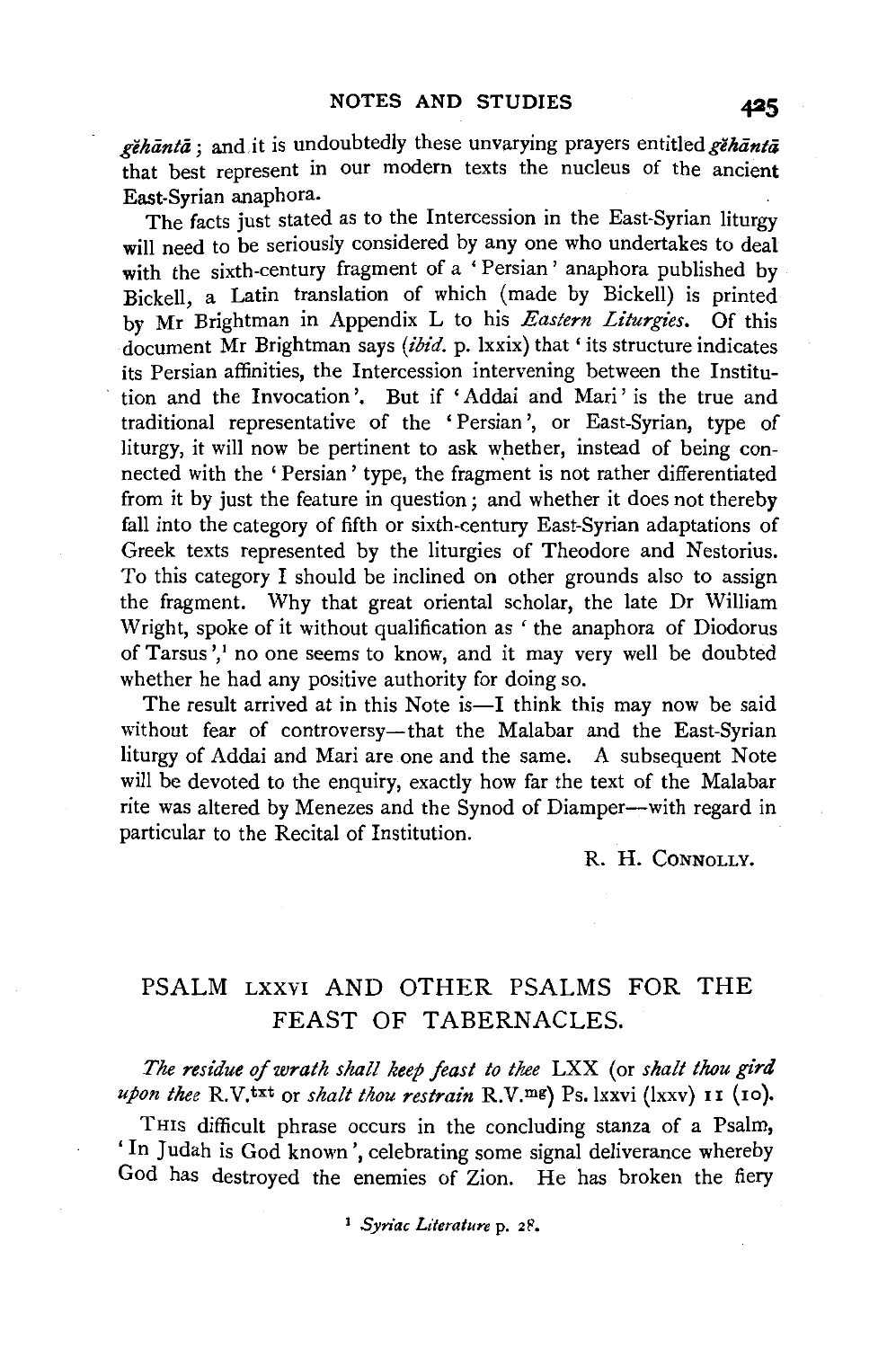*gĕhāntā*; and it is undoubtedly these unvarying prayers entitled *gĕhāntā* that best represent in our modern texts the nucleus of the ancient East-Syrian anaphora.

The facts just stated as to the Intercession in the East-Syrian liturgy will need to be seriously considered by any one who undertakes to deal with the sixth-century fragment of a 'Persian' anaphora published by Bickell, a Latin translation of which (made by Bickell) is printed by Mr Brightman in Appendix L to his *Eastern Liturgies*. Of this document Mr Brightman says (*ibid.* p. lxxix) that 'its structure indicates its Persian affinities, the Intercession intervening between the Institution and the Invocation'. But if 'Addai and Mari' is the true and traditional representative of the 'Persian', or East-Syrian, type of liturgy, it will now be pertinent to ask whether, instead of being connected with the 'Persian' type, the fragment is not rather differentiated from it by just the feature in question; and whether it does not thereby fall into the category of fifth or sixth-century East-Syrian adaptations of Greek texts represented by the liturgies of Theodore and Nestorius. To this category I should be inclined on other grounds also to assign the fragment. Why that great oriental scholar, the late Dr William Wright, spoke of it without qualification as 'the anaphora of Diodorus of Tarsus',[1] no one seems to know, and it may very well be doubted whether he had any positive authority for doing so.

The result arrived at in this Note is—I think this may now be said without fear of controversy—that the Malabar and the East-Syrian liturgy of Addai and Mari are one and the same. A subsequent Note will be devoted to the enquiry, exactly how far the text of the Malabar rite was altered by Menezes and the Synod of Diamper—with regard in particular to the Recital of Institution.

R. H. CONNOLLY.

## PSALM LXXVI AND OTHER PSALMS FOR THE FEAST OF TABERNACLES.

*The residue of wrath shall keep feast to thee* LXX (or *shalt thou gird upon thee* R.V.txt or *shalt thou restrain* R.V.mg) Ps. lxxvi (lxxv) 11 (10).

THIS difficult phrase occurs in the concluding stanza of a Psalm, 'In Judah is God known', celebrating some signal deliverance whereby God has destroyed the enemies of Zion. He has broken the fiery

[1] *Syriac Literature* p. 28.